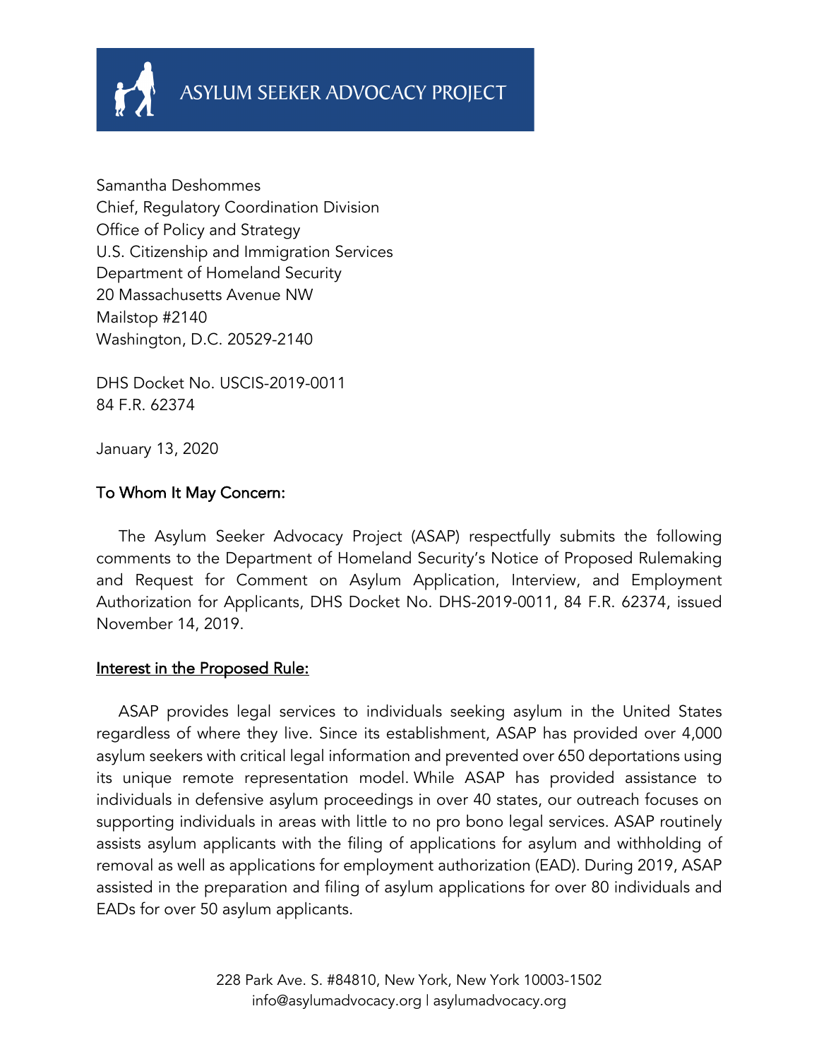ASYLUM SEEKER ADVOCACY PROJECT

Samantha Deshommes
Chief, Regulatory Coordination Division
Office of Policy and Strategy
U.S. Citizenship and Immigration Services
Department of Homeland Security
20 Massachusetts Avenue NW
Mailstop #2140
Washington, D.C. 20529-2140

DHS Docket No. USCIS-2019-0011
84 F.R. 62374

January 13, 2020

To Whom It May Concern:

The Asylum Seeker Advocacy Project (ASAP) respectfully submits the following comments to the Department of Homeland Security's Notice of Proposed Rulemaking and Request for Comment on Asylum Application, Interview, and Employment Authorization for Applicants, DHS Docket No. DHS-2019-0011, 84 F.R. 62374, issued November 14, 2019.

## Interest in the Proposed Rule:

ASAP provides legal services to individuals seeking asylum in the United States regardless of where they live. Since its establishment, ASAP has provided over 4,000 asylum seekers with critical legal information and prevented over 650 deportations using its unique remote representation model. While ASAP has provided assistance to individuals in defensive asylum proceedings in over 40 states, our outreach focuses on supporting individuals in areas with little to no pro bono legal services. ASAP routinely assists asylum applicants with the filing of applications for asylum and withholding of removal as well as applications for employment authorization (EAD). During 2019, ASAP assisted in the preparation and filing of asylum applications for over 80 individuals and EADs for over 50 asylum applicants.

228 Park Ave. S. #84810, New York, New York 10003-1502
info@asylumadvocacy.org | asylumadvocacy.org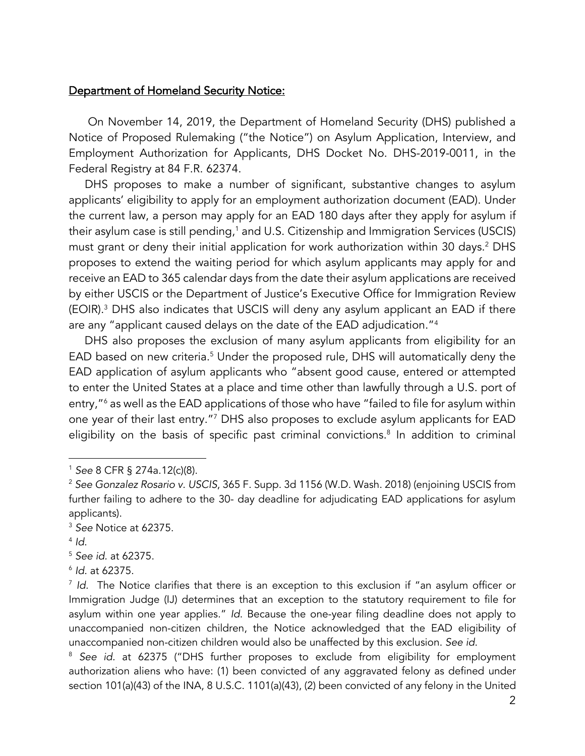## Department of Homeland Security Notice:

On November 14, 2019, the Department of Homeland Security (DHS) published a Notice of Proposed Rulemaking ("the Notice") on Asylum Application, Interview, and Employment Authorization for Applicants, DHS Docket No. DHS-2019-0011, in the Federal Registry at 84 F.R. 62374.

DHS proposes to make a number of significant, substantive changes to asylum applicants' eligibility to apply for an employment authorization document (EAD). Under the current law, a person may apply for an EAD 180 days after they apply for asylum if their asylum case is still pending,[1] and U.S. Citizenship and Immigration Services (USCIS) must grant or deny their initial application for work authorization within 30 days.[2] DHS proposes to extend the waiting period for which asylum applicants may apply for and receive an EAD to 365 calendar days from the date their asylum applications are received by either USCIS or the Department of Justice's Executive Office for Immigration Review (EOIR).[3] DHS also indicates that USCIS will deny any asylum applicant an EAD if there are any "applicant caused delays on the date of the EAD adjudication."[4]

DHS also proposes the exclusion of many asylum applicants from eligibility for an EAD based on new criteria.[5] Under the proposed rule, DHS will automatically deny the EAD application of asylum applicants who "absent good cause, entered or attempted to enter the United States at a place and time other than lawfully through a U.S. port of entry,"[6] as well as the EAD applications of those who have "failed to file for asylum within one year of their last entry."[7] DHS also proposes to exclude asylum applicants for EAD eligibility on the basis of specific past criminal convictions.[8] In addition to criminal

---

[1] *See* 8 CFR § 274a.12(c)(8).

[2] *See Gonzalez Rosario v. USCIS*, 365 F. Supp. 3d 1156 (W.D. Wash. 2018) (enjoining USCIS from further failing to adhere to the 30- day deadline for adjudicating EAD applications for asylum applicants).

[3] *See* Notice at 62375.

[4] *Id.*

[5] *See id.* at 62375.

[6] *Id.* at 62375.

[7] *Id.* The Notice clarifies that there is an exception to this exclusion if "an asylum officer or Immigration Judge (IJ) determines that an exception to the statutory requirement to file for asylum within one year applies." *Id.* Because the one-year filing deadline does not apply to unaccompanied non-citizen children, the Notice acknowledged that the EAD eligibility of unaccompanied non-citizen children would also be unaffected by this exclusion. *See id.*

[8] *See id.* at 62375 ("DHS further proposes to exclude from eligibility for employment authorization aliens who have: (1) been convicted of any aggravated felony as defined under section 101(a)(43) of the INA, 8 U.S.C. 1101(a)(43), (2) been convicted of any felony in the United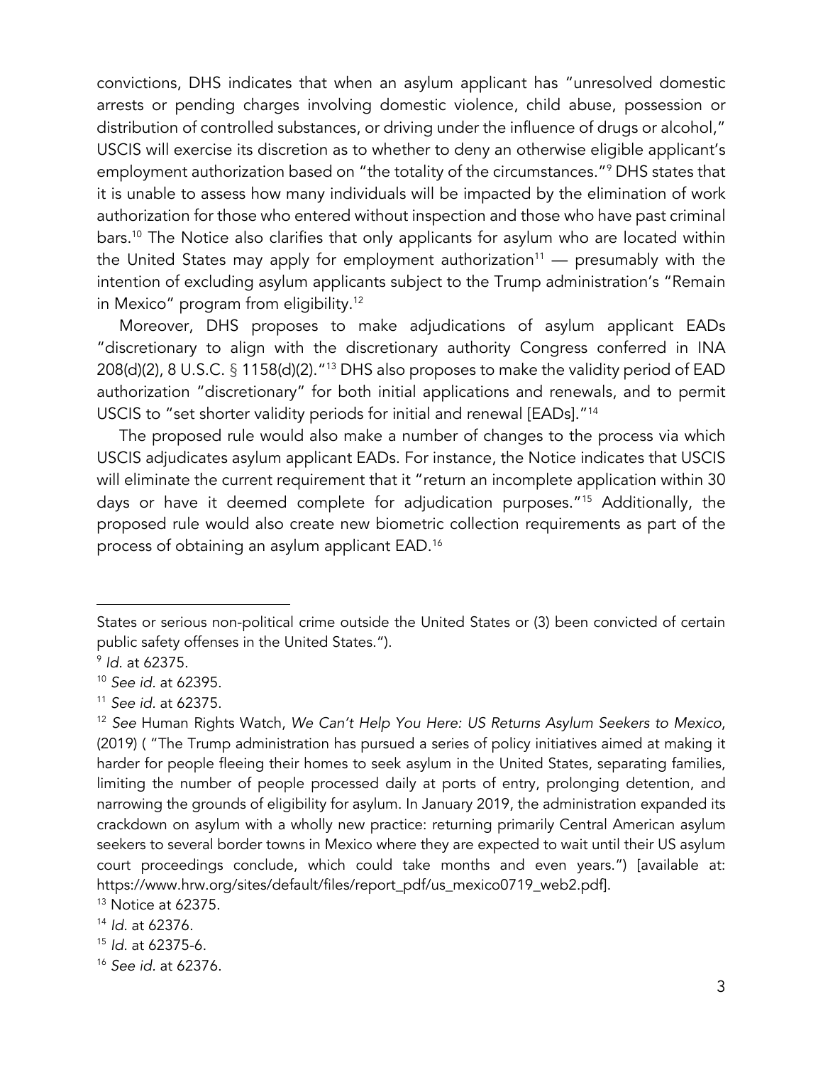convictions, DHS indicates that when an asylum applicant has "unresolved domestic arrests or pending charges involving domestic violence, child abuse, possession or distribution of controlled substances, or driving under the influence of drugs or alcohol," USCIS will exercise its discretion as to whether to deny an otherwise eligible applicant's employment authorization based on "the totality of the circumstances."[9] DHS states that it is unable to assess how many individuals will be impacted by the elimination of work authorization for those who entered without inspection and those who have past criminal bars.[10] The Notice also clarifies that only applicants for asylum who are located within the United States may apply for employment authorization[11] — presumably with the intention of excluding asylum applicants subject to the Trump administration's "Remain in Mexico" program from eligibility.[12]

Moreover, DHS proposes to make adjudications of asylum applicant EADs "discretionary to align with the discretionary authority Congress conferred in INA 208(d)(2), 8 U.S.C. § 1158(d)(2)."[13] DHS also proposes to make the validity period of EAD authorization "discretionary" for both initial applications and renewals, and to permit USCIS to "set shorter validity periods for initial and renewal [EADs]."[14]

The proposed rule would also make a number of changes to the process via which USCIS adjudicates asylum applicant EADs. For instance, the Notice indicates that USCIS will eliminate the current requirement that it "return an incomplete application within 30 days or have it deemed complete for adjudication purposes."[15] Additionally, the proposed rule would also create new biometric collection requirements as part of the process of obtaining an asylum applicant EAD.[16]

---

States or serious non-political crime outside the United States or (3) been convicted of certain public safety offenses in the United States.").

[9] *Id.* at 62375.

[10] *See id.* at 62395.

[11] *See id.* at 62375.

[12] *See* Human Rights Watch, *We Can't Help You Here: US Returns Asylum Seekers to Mexico*, (2019) ( "The Trump administration has pursued a series of policy initiatives aimed at making it harder for people fleeing their homes to seek asylum in the United States, separating families, limiting the number of people processed daily at ports of entry, prolonging detention, and narrowing the grounds of eligibility for asylum. In January 2019, the administration expanded its crackdown on asylum with a wholly new practice: returning primarily Central American asylum seekers to several border towns in Mexico where they are expected to wait until their US asylum court proceedings conclude, which could take months and even years.") [available at: https://www.hrw.org/sites/default/files/report_pdf/us_mexico0719_web2.pdf].

[13] Notice at 62375.

[14] *Id.* at 62376.

[15] *Id.* at 62375-6.

[16] *See id.* at 62376.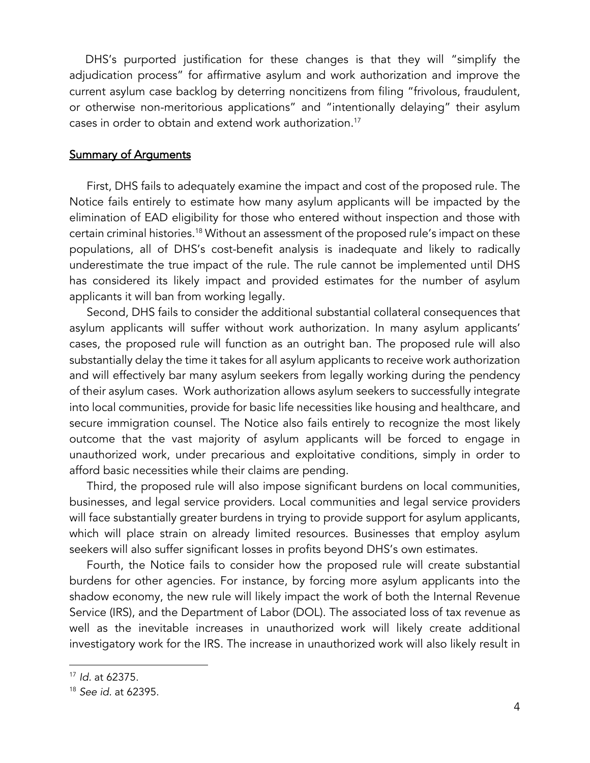DHS's purported justification for these changes is that they will "simplify the adjudication process" for affirmative asylum and work authorization and improve the current asylum case backlog by deterring noncitizens from filing "frivolous, fraudulent, or otherwise non-meritorious applications" and "intentionally delaying" their asylum cases in order to obtain and extend work authorization.[17]

## Summary of Arguments

First, DHS fails to adequately examine the impact and cost of the proposed rule. The Notice fails entirely to estimate how many asylum applicants will be impacted by the elimination of EAD eligibility for those who entered without inspection and those with certain criminal histories.[18] Without an assessment of the proposed rule's impact on these populations, all of DHS's cost-benefit analysis is inadequate and likely to radically underestimate the true impact of the rule. The rule cannot be implemented until DHS has considered its likely impact and provided estimates for the number of asylum applicants it will ban from working legally.

Second, DHS fails to consider the additional substantial collateral consequences that asylum applicants will suffer without work authorization. In many asylum applicants' cases, the proposed rule will function as an outright ban. The proposed rule will also substantially delay the time it takes for all asylum applicants to receive work authorization and will effectively bar many asylum seekers from legally working during the pendency of their asylum cases. Work authorization allows asylum seekers to successfully integrate into local communities, provide for basic life necessities like housing and healthcare, and secure immigration counsel. The Notice also fails entirely to recognize the most likely outcome that the vast majority of asylum applicants will be forced to engage in unauthorized work, under precarious and exploitative conditions, simply in order to afford basic necessities while their claims are pending.

Third, the proposed rule will also impose significant burdens on local communities, businesses, and legal service providers. Local communities and legal service providers will face substantially greater burdens in trying to provide support for asylum applicants, which will place strain on already limited resources. Businesses that employ asylum seekers will also suffer significant losses in profits beyond DHS's own estimates.

Fourth, the Notice fails to consider how the proposed rule will create substantial burdens for other agencies. For instance, by forcing more asylum applicants into the shadow economy, the new rule will likely impact the work of both the Internal Revenue Service (IRS), and the Department of Labor (DOL). The associated loss of tax revenue as well as the inevitable increases in unauthorized work will likely create additional investigatory work for the IRS. The increase in unauthorized work will also likely result in

---

[17] *Id.* at 62375.

[18] *See id.* at 62395.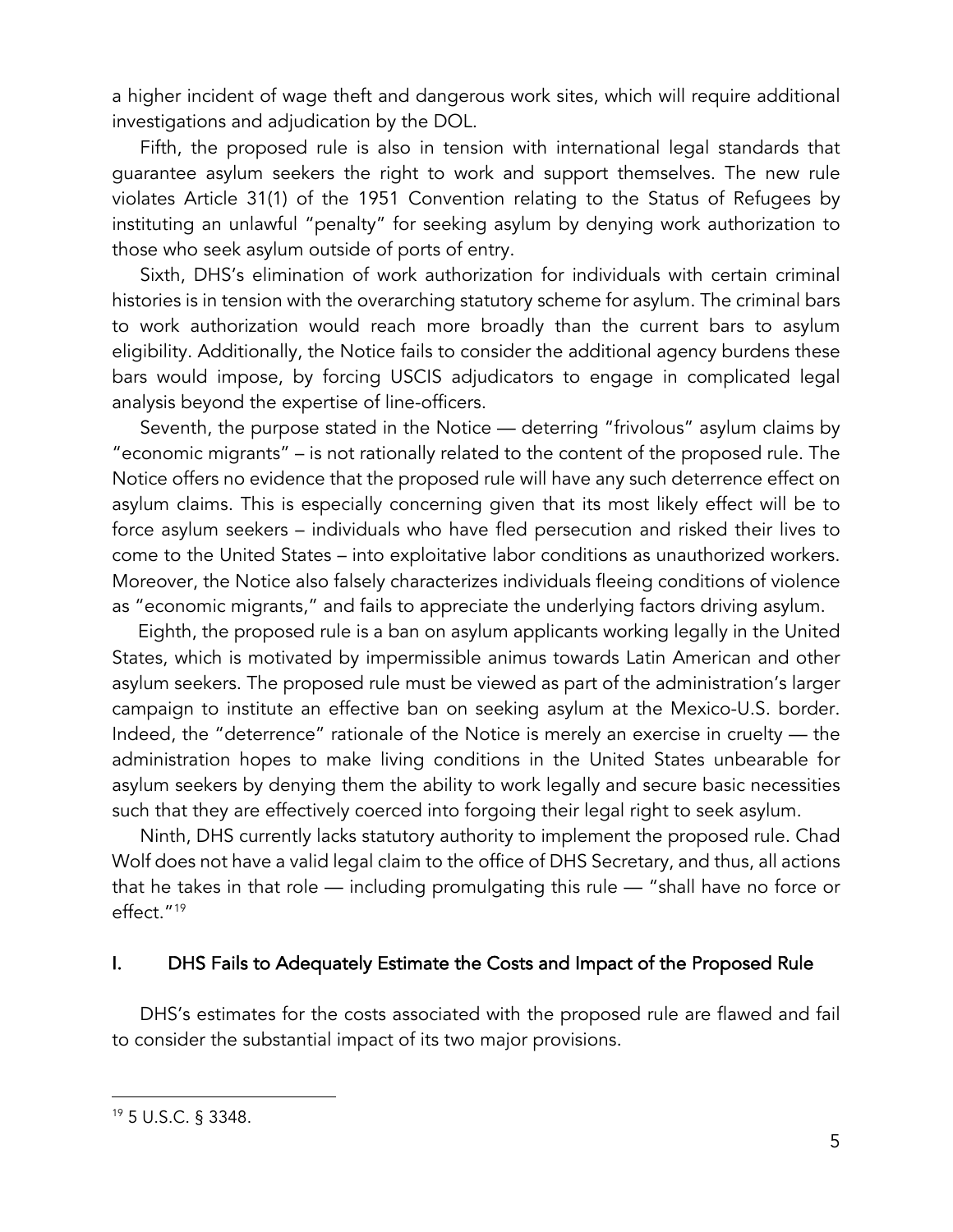a higher incident of wage theft and dangerous work sites, which will require additional investigations and adjudication by the DOL.

Fifth, the proposed rule is also in tension with international legal standards that guarantee asylum seekers the right to work and support themselves. The new rule violates Article 31(1) of the 1951 Convention relating to the Status of Refugees by instituting an unlawful "penalty" for seeking asylum by denying work authorization to those who seek asylum outside of ports of entry.

Sixth, DHS's elimination of work authorization for individuals with certain criminal histories is in tension with the overarching statutory scheme for asylum. The criminal bars to work authorization would reach more broadly than the current bars to asylum eligibility. Additionally, the Notice fails to consider the additional agency burdens these bars would impose, by forcing USCIS adjudicators to engage in complicated legal analysis beyond the expertise of line-officers.

Seventh, the purpose stated in the Notice — deterring "frivolous" asylum claims by "economic migrants" – is not rationally related to the content of the proposed rule. The Notice offers no evidence that the proposed rule will have any such deterrence effect on asylum claims. This is especially concerning given that its most likely effect will be to force asylum seekers – individuals who have fled persecution and risked their lives to come to the United States – into exploitative labor conditions as unauthorized workers. Moreover, the Notice also falsely characterizes individuals fleeing conditions of violence as "economic migrants," and fails to appreciate the underlying factors driving asylum.

Eighth, the proposed rule is a ban on asylum applicants working legally in the United States, which is motivated by impermissible animus towards Latin American and other asylum seekers. The proposed rule must be viewed as part of the administration's larger campaign to institute an effective ban on seeking asylum at the Mexico-U.S. border. Indeed, the "deterrence" rationale of the Notice is merely an exercise in cruelty — the administration hopes to make living conditions in the United States unbearable for asylum seekers by denying them the ability to work legally and secure basic necessities such that they are effectively coerced into forgoing their legal right to seek asylum.

Ninth, DHS currently lacks statutory authority to implement the proposed rule. Chad Wolf does not have a valid legal claim to the office of DHS Secretary, and thus, all actions that he takes in that role — including promulgating this rule — "shall have no force or effect."[19]

## I. DHS Fails to Adequately Estimate the Costs and Impact of the Proposed Rule

DHS's estimates for the costs associated with the proposed rule are flawed and fail to consider the substantial impact of its two major provisions.

[19] 5 U.S.C. § 3348.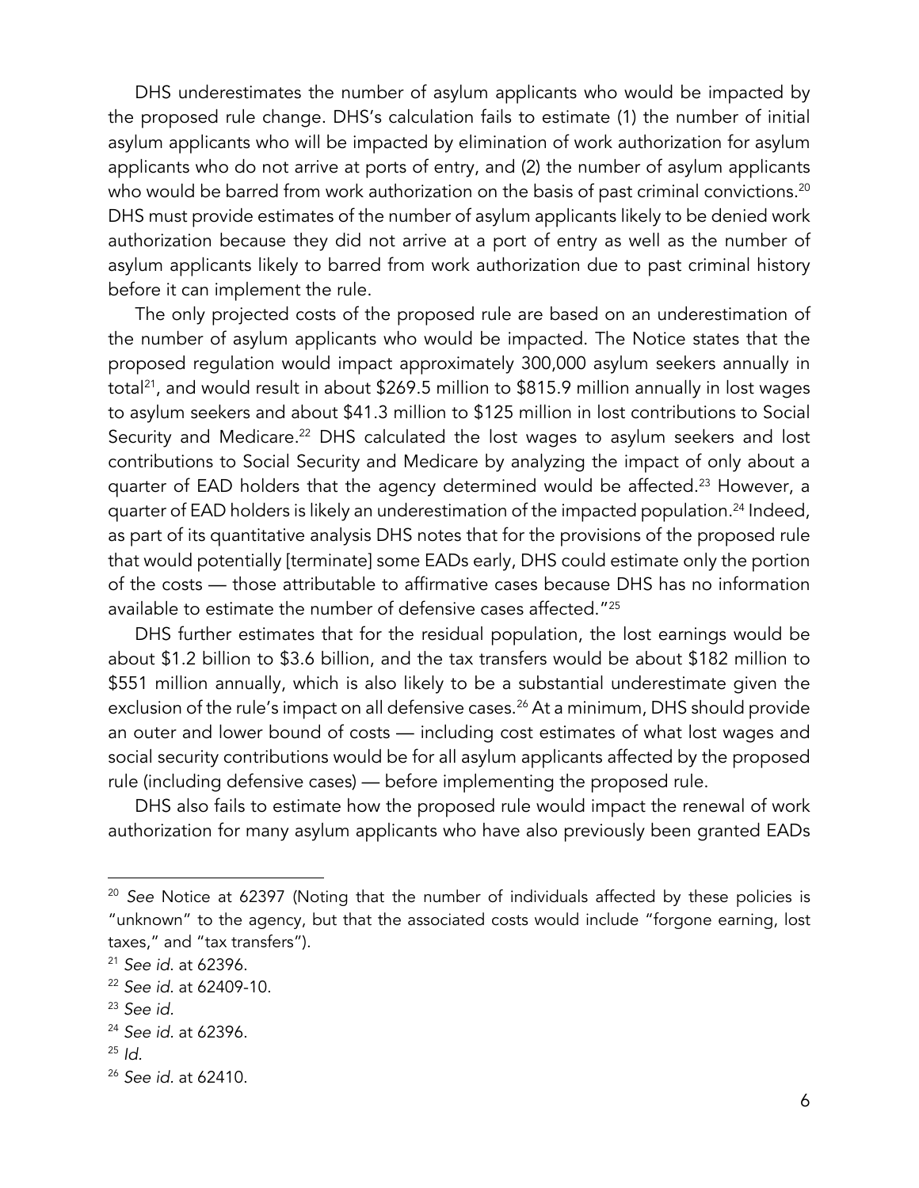DHS underestimates the number of asylum applicants who would be impacted by the proposed rule change. DHS's calculation fails to estimate (1) the number of initial asylum applicants who will be impacted by elimination of work authorization for asylum applicants who do not arrive at ports of entry, and (2) the number of asylum applicants who would be barred from work authorization on the basis of past criminal convictions.[20] DHS must provide estimates of the number of asylum applicants likely to be denied work authorization because they did not arrive at a port of entry as well as the number of asylum applicants likely to barred from work authorization due to past criminal history before it can implement the rule.

The only projected costs of the proposed rule are based on an underestimation of the number of asylum applicants who would be impacted. The Notice states that the proposed regulation would impact approximately 300,000 asylum seekers annually in total[21], and would result in about $269.5 million to $815.9 million annually in lost wages to asylum seekers and about $41.3 million to $125 million in lost contributions to Social Security and Medicare.[22] DHS calculated the lost wages to asylum seekers and lost contributions to Social Security and Medicare by analyzing the impact of only about a quarter of EAD holders that the agency determined would be affected.[23] However, a quarter of EAD holders is likely an underestimation of the impacted population.[24] Indeed, as part of its quantitative analysis DHS notes that for the provisions of the proposed rule that would potentially [terminate] some EADs early, DHS could estimate only the portion of the costs — those attributable to affirmative cases because DHS has no information available to estimate the number of defensive cases affected."[25]

DHS further estimates that for the residual population, the lost earnings would be about $1.2 billion to $3.6 billion, and the tax transfers would be about $182 million to $551 million annually, which is also likely to be a substantial underestimate given the exclusion of the rule's impact on all defensive cases.[26] At a minimum, DHS should provide an outer and lower bound of costs — including cost estimates of what lost wages and social security contributions would be for all asylum applicants affected by the proposed rule (including defensive cases) — before implementing the proposed rule.

DHS also fails to estimate how the proposed rule would impact the renewal of work authorization for many asylum applicants who have also previously been granted EADs

---

[20] *See* Notice at 62397 (Noting that the number of individuals affected by these policies is "unknown" to the agency, but that the associated costs would include "forgone earning, lost taxes," and "tax transfers").

[21] *See id.* at 62396.

[22] *See id.* at 62409-10.

[23] *See id.*

[24] *See id.* at 62396.

[25] *Id.*

[26] *See id.* at 62410.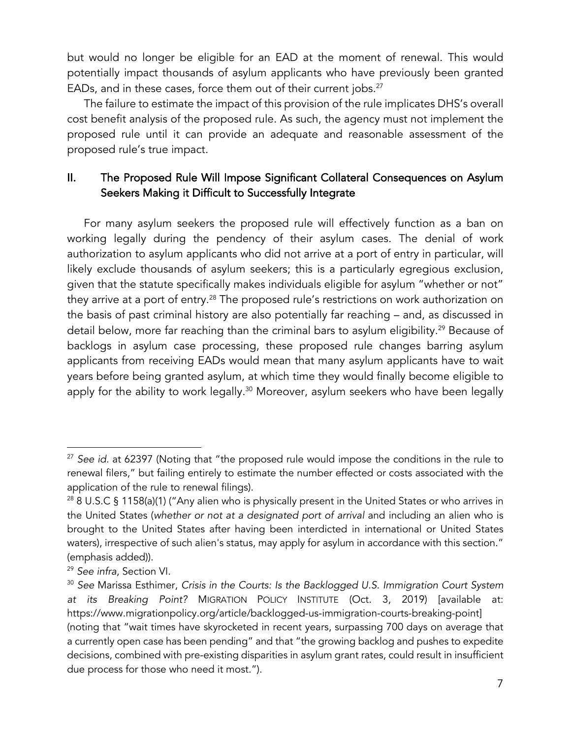but would no longer be eligible for an EAD at the moment of renewal. This would potentially impact thousands of asylum applicants who have previously been granted EADs, and in these cases, force them out of their current jobs.[27]

The failure to estimate the impact of this provision of the rule implicates DHS's overall cost benefit analysis of the proposed rule. As such, the agency must not implement the proposed rule until it can provide an adequate and reasonable assessment of the proposed rule's true impact.

## II. The Proposed Rule Will Impose Significant Collateral Consequences on Asylum Seekers Making it Difficult to Successfully Integrate

For many asylum seekers the proposed rule will effectively function as a ban on working legally during the pendency of their asylum cases. The denial of work authorization to asylum applicants who did not arrive at a port of entry in particular, will likely exclude thousands of asylum seekers; this is a particularly egregious exclusion, given that the statute specifically makes individuals eligible for asylum "whether or not" they arrive at a port of entry.[28] The proposed rule's restrictions on work authorization on the basis of past criminal history are also potentially far reaching – and, as discussed in detail below, more far reaching than the criminal bars to asylum eligibility.[29] Because of backlogs in asylum case processing, these proposed rule changes barring asylum applicants from receiving EADs would mean that many asylum applicants have to wait years before being granted asylum, at which time they would finally become eligible to apply for the ability to work legally.[30] Moreover, asylum seekers who have been legally

---

[27] *See id*. at 62397 (Noting that "the proposed rule would impose the conditions in the rule to renewal filers," but failing entirely to estimate the number effected or costs associated with the application of the rule to renewal filings).

[28] 8 U.S.C § 1158(a)(1) ("Any alien who is physically present in the United States or who arrives in the United States (*whether or not at a designated port of arrival* and including an alien who is brought to the United States after having been interdicted in international or United States waters), irrespective of such alien's status, may apply for asylum in accordance with this section." (emphasis added)).

[29] *See infra*, Section VI.

[30] *See* Marissa Esthimer, *Crisis in the Courts: Is the Backlogged U.S. Immigration Court System at its Breaking Point?* MIGRATION POLICY INSTITUTE (Oct. 3, 2019) [available at: https://www.migrationpolicy.org/article/backlogged-us-immigration-courts-breaking-point] (noting that "wait times have skyrocketed in recent years, surpassing 700 days on average that a currently open case has been pending" and that "the growing backlog and pushes to expedite decisions, combined with pre-existing disparities in asylum grant rates, could result in insufficient due process for those who need it most.").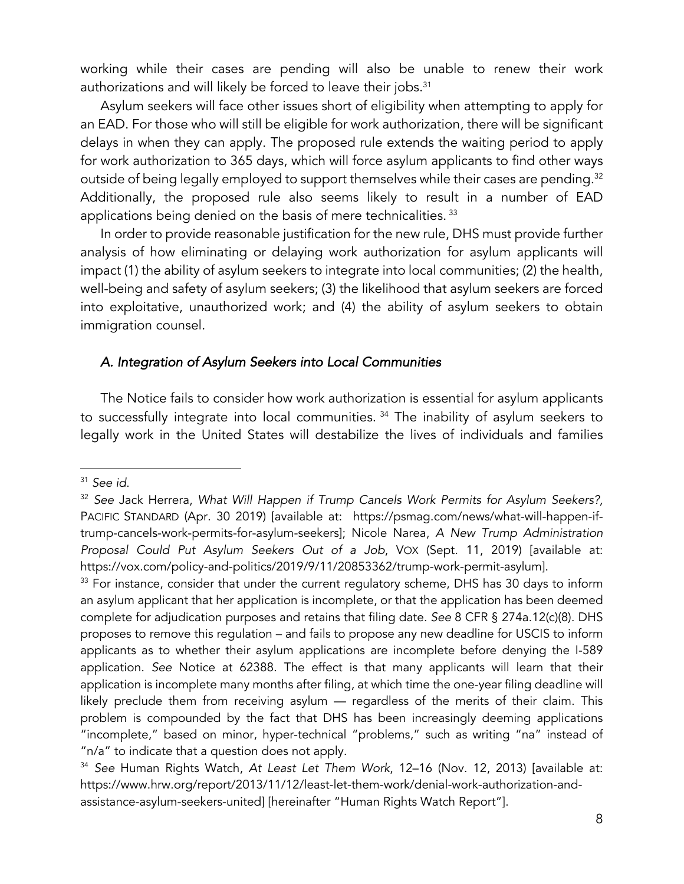working while their cases are pending will also be unable to renew their work authorizations and will likely be forced to leave their jobs.[31]

Asylum seekers will face other issues short of eligibility when attempting to apply for an EAD. For those who will still be eligible for work authorization, there will be significant delays in when they can apply. The proposed rule extends the waiting period to apply for work authorization to 365 days, which will force asylum applicants to find other ways outside of being legally employed to support themselves while their cases are pending.[32] Additionally, the proposed rule also seems likely to result in a number of EAD applications being denied on the basis of mere technicalities.[33]

In order to provide reasonable justification for the new rule, DHS must provide further analysis of how eliminating or delaying work authorization for asylum applicants will impact (1) the ability of asylum seekers to integrate into local communities; (2) the health, well-being and safety of asylum seekers; (3) the likelihood that asylum seekers are forced into exploitative, unauthorized work; and (4) the ability of asylum seekers to obtain immigration counsel.

### *A. Integration of Asylum Seekers into Local Communities*

The Notice fails to consider how work authorization is essential for asylum applicants to successfully integrate into local communities.[34] The inability of asylum seekers to legally work in the United States will destabilize the lives of individuals and families

---

[31] *See id.*

[32] *See* Jack Herrera, *What Will Happen if Trump Cancels Work Permits for Asylum Seekers?,* PACIFIC STANDARD (Apr. 30 2019) [available at: https://psmag.com/news/what-will-happen-if-trump-cancels-work-permits-for-asylum-seekers]; Nicole Narea, *A New Trump Administration Proposal Could Put Asylum Seekers Out of a Job*, VOX (Sept. 11, 2019) [available at: https://vox.com/policy-and-politics/2019/9/11/20853362/trump-work-permit-asylum].

[33] For instance, consider that under the current regulatory scheme, DHS has 30 days to inform an asylum applicant that her application is incomplete, or that the application has been deemed complete for adjudication purposes and retains that filing date. *See* 8 CFR § 274a.12(c)(8). DHS proposes to remove this regulation – and fails to propose any new deadline for USCIS to inform applicants as to whether their asylum applications are incomplete before denying the I-589 application. *See* Notice at 62388. The effect is that many applicants will learn that their application is incomplete many months after filing, at which time the one-year filing deadline will likely preclude them from receiving asylum — regardless of the merits of their claim. This problem is compounded by the fact that DHS has been increasingly deeming applications "incomplete," based on minor, hyper-technical "problems," such as writing "na" instead of "n/a" to indicate that a question does not apply.

[34] *See* Human Rights Watch, *At Least Let Them Work*, 12–16 (Nov. 12, 2013) [available at: https://www.hrw.org/report/2013/11/12/least-let-them-work/denial-work-authorization-and-assistance-asylum-seekers-united] [hereinafter "Human Rights Watch Report"].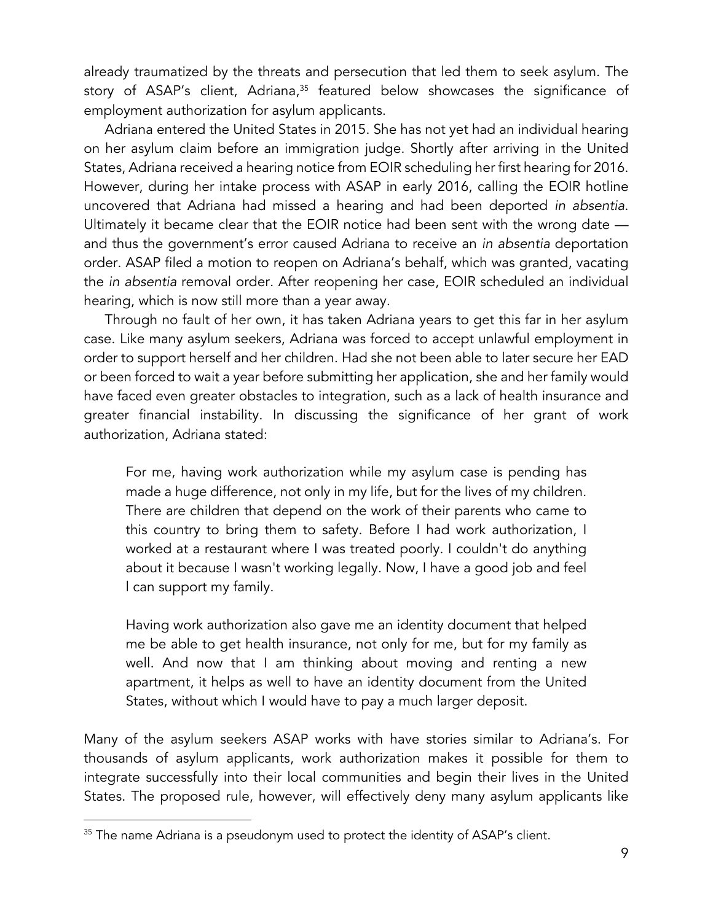already traumatized by the threats and persecution that led them to seek asylum. The story of ASAP's client, Adriana,[35] featured below showcases the significance of employment authorization for asylum applicants.

Adriana entered the United States in 2015. She has not yet had an individual hearing on her asylum claim before an immigration judge. Shortly after arriving in the United States, Adriana received a hearing notice from EOIR scheduling her first hearing for 2016. However, during her intake process with ASAP in early 2016, calling the EOIR hotline uncovered that Adriana had missed a hearing and had been deported *in absentia*. Ultimately it became clear that the EOIR notice had been sent with the wrong date — and thus the government's error caused Adriana to receive an *in absentia* deportation order. ASAP filed a motion to reopen on Adriana's behalf, which was granted, vacating the *in absentia* removal order. After reopening her case, EOIR scheduled an individual hearing, which is now still more than a year away.

Through no fault of her own, it has taken Adriana years to get this far in her asylum case. Like many asylum seekers, Adriana was forced to accept unlawful employment in order to support herself and her children. Had she not been able to later secure her EAD or been forced to wait a year before submitting her application, she and her family would have faced even greater obstacles to integration, such as a lack of health insurance and greater financial instability. In discussing the significance of her grant of work authorization, Adriana stated:

> For me, having work authorization while my asylum case is pending has made a huge difference, not only in my life, but for the lives of my children. There are children that depend on the work of their parents who came to this country to bring them to safety. Before I had work authorization, I worked at a restaurant where I was treated poorly. I couldn't do anything about it because I wasn't working legally. Now, I have a good job and feel I can support my family.
>
> Having work authorization also gave me an identity document that helped me be able to get health insurance, not only for me, but for my family as well. And now that I am thinking about moving and renting a new apartment, it helps as well to have an identity document from the United States, without which I would have to pay a much larger deposit.

Many of the asylum seekers ASAP works with have stories similar to Adriana's. For thousands of asylum applicants, work authorization makes it possible for them to integrate successfully into their local communities and begin their lives in the United States. The proposed rule, however, will effectively deny many asylum applicants like

[35] The name Adriana is a pseudonym used to protect the identity of ASAP's client.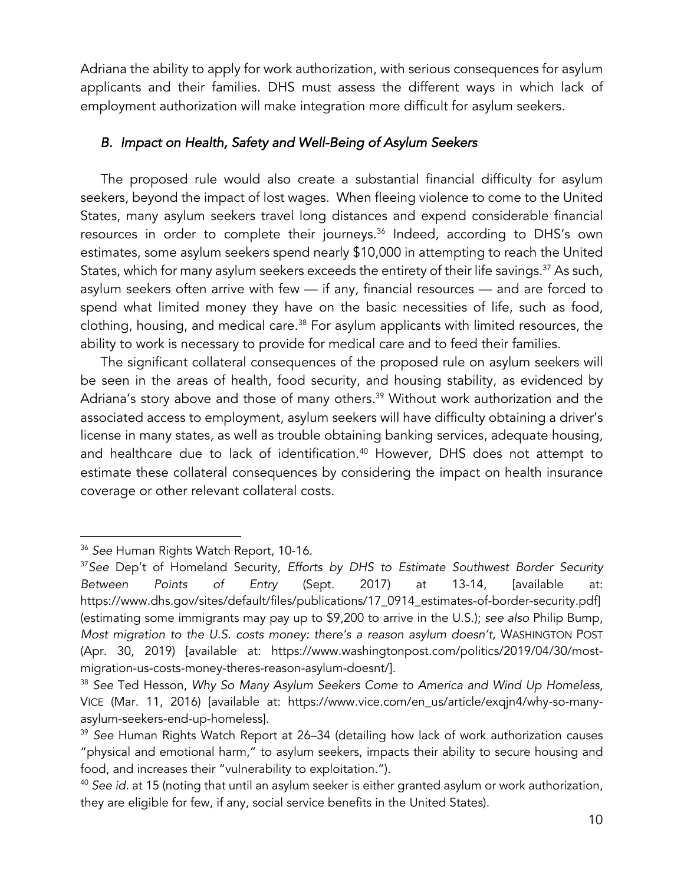Adriana the ability to apply for work authorization, with serious consequences for asylum applicants and their families. DHS must assess the different ways in which lack of employment authorization will make integration more difficult for asylum seekers.

### *B. Impact on Health, Safety and Well-Being of Asylum Seekers*

The proposed rule would also create a substantial financial difficulty for asylum seekers, beyond the impact of lost wages. When fleeing violence to come to the United States, many asylum seekers travel long distances and expend considerable financial resources in order to complete their journeys.[36] Indeed, according to DHS's own estimates, some asylum seekers spend nearly $10,000 in attempting to reach the United States, which for many asylum seekers exceeds the entirety of their life savings.[37] As such, asylum seekers often arrive with few — if any, financial resources — and are forced to spend what limited money they have on the basic necessities of life, such as food, clothing, housing, and medical care.[38] For asylum applicants with limited resources, the ability to work is necessary to provide for medical care and to feed their families.

The significant collateral consequences of the proposed rule on asylum seekers will be seen in the areas of health, food security, and housing stability, as evidenced by Adriana's story above and those of many others.[39] Without work authorization and the associated access to employment, asylum seekers will have difficulty obtaining a driver's license in many states, as well as trouble obtaining banking services, adequate housing, and healthcare due to lack of identification.[40] However, DHS does not attempt to estimate these collateral consequences by considering the impact on health insurance coverage or other relevant collateral costs.

---

[36] *See* Human Rights Watch Report, 10-16.

[37] *See* Dep't of Homeland Security, *Efforts by DHS to Estimate Southwest Border Security Between Points of Entry* (Sept. 2017) at 13-14, [available at: https://www.dhs.gov/sites/default/files/publications/17_0914_estimates-of-border-security.pdf] (estimating some immigrants may pay up to $9,200 to arrive in the U.S.); *see also* Philip Bump, *Most migration to the U.S. costs money: there's a reason asylum doesn't,* WASHINGTON POST (Apr. 30, 2019) [available at: https://www.washingtonpost.com/politics/2019/04/30/most-migration-us-costs-money-theres-reason-asylum-doesnt/].

[38] *See* Ted Hesson, *Why So Many Asylum Seekers Come to America and Wind Up Homeless*, VICE (Mar. 11, 2016) [available at: https://www.vice.com/en_us/article/exqjn4/why-so-many-asylum-seekers-end-up-homeless].

[39] *See* Human Rights Watch Report at 26–34 (detailing how lack of work authorization causes "physical and emotional harm," to asylum seekers, impacts their ability to secure housing and food, and increases their "vulnerability to exploitation.").

[40] *See id*. at 15 (noting that until an asylum seeker is either granted asylum or work authorization, they are eligible for few, if any, social service benefits in the United States).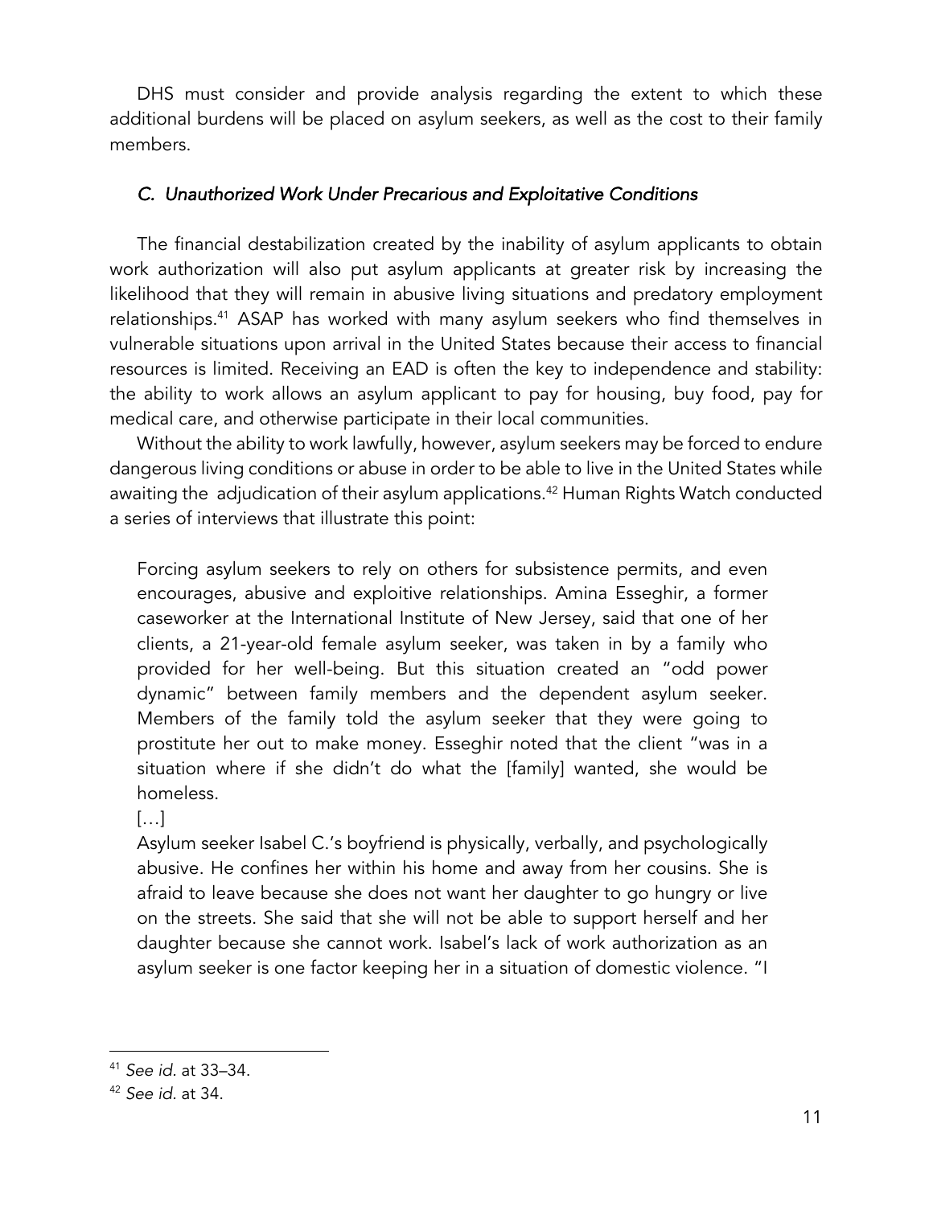DHS must consider and provide analysis regarding the extent to which these additional burdens will be placed on asylum seekers, as well as the cost to their family members.

### *C. Unauthorized Work Under Precarious and Exploitative Conditions*

The financial destabilization created by the inability of asylum applicants to obtain work authorization will also put asylum applicants at greater risk by increasing the likelihood that they will remain in abusive living situations and predatory employment relationships.[41] ASAP has worked with many asylum seekers who find themselves in vulnerable situations upon arrival in the United States because their access to financial resources is limited. Receiving an EAD is often the key to independence and stability: the ability to work allows an asylum applicant to pay for housing, buy food, pay for medical care, and otherwise participate in their local communities.

Without the ability to work lawfully, however, asylum seekers may be forced to endure dangerous living conditions or abuse in order to be able to live in the United States while awaiting the adjudication of their asylum applications.[42] Human Rights Watch conducted a series of interviews that illustrate this point:

> Forcing asylum seekers to rely on others for subsistence permits, and even encourages, abusive and exploitive relationships. Amina Esseghir, a former caseworker at the International Institute of New Jersey, said that one of her clients, a 21-year-old female asylum seeker, was taken in by a family who provided for her well-being. But this situation created an "odd power dynamic" between family members and the dependent asylum seeker. Members of the family told the asylum seeker that they were going to prostitute her out to make money. Esseghir noted that the client "was in a situation where if she didn't do what the [family] wanted, she would be homeless.
>
> […]
>
> Asylum seeker Isabel C.'s boyfriend is physically, verbally, and psychologically abusive. He confines her within his home and away from her cousins. She is afraid to leave because she does not want her daughter to go hungry or live on the streets. She said that she will not be able to support herself and her daughter because she cannot work. Isabel's lack of work authorization as an asylum seeker is one factor keeping her in a situation of domestic violence. "I

---

[41] *See id.* at 33–34.

[42] *See id.* at 34.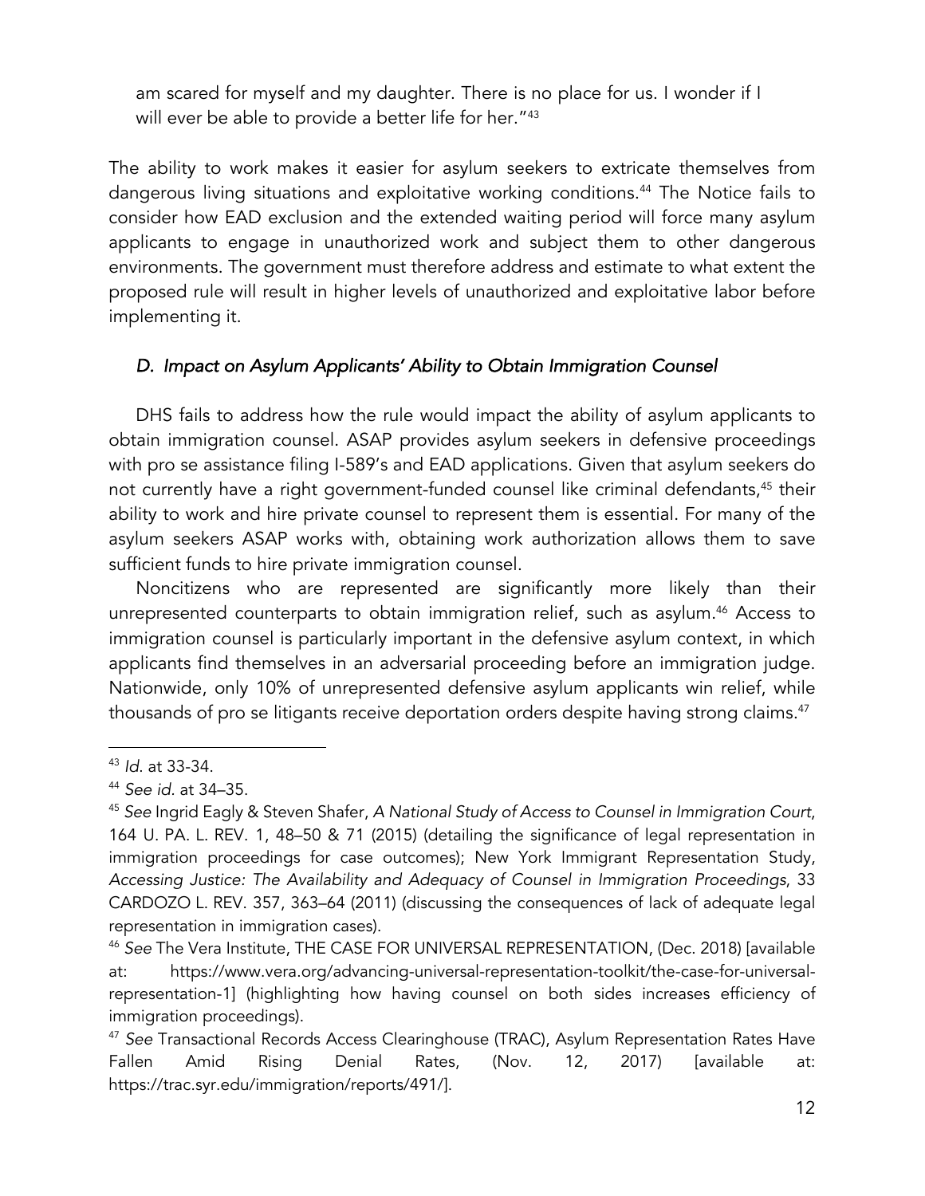am scared for myself and my daughter. There is no place for us. I wonder if I will ever be able to provide a better life for her."[43]

The ability to work makes it easier for asylum seekers to extricate themselves from dangerous living situations and exploitative working conditions.[44] The Notice fails to consider how EAD exclusion and the extended waiting period will force many asylum applicants to engage in unauthorized work and subject them to other dangerous environments. The government must therefore address and estimate to what extent the proposed rule will result in higher levels of unauthorized and exploitative labor before implementing it.

### *D. Impact on Asylum Applicants' Ability to Obtain Immigration Counsel*

DHS fails to address how the rule would impact the ability of asylum applicants to obtain immigration counsel. ASAP provides asylum seekers in defensive proceedings with pro se assistance filing I-589's and EAD applications. Given that asylum seekers do not currently have a right government-funded counsel like criminal defendants,[45] their ability to work and hire private counsel to represent them is essential. For many of the asylum seekers ASAP works with, obtaining work authorization allows them to save sufficient funds to hire private immigration counsel.

Noncitizens who are represented are significantly more likely than their unrepresented counterparts to obtain immigration relief, such as asylum.[46] Access to immigration counsel is particularly important in the defensive asylum context, in which applicants find themselves in an adversarial proceeding before an immigration judge. Nationwide, only 10% of unrepresented defensive asylum applicants win relief, while thousands of pro se litigants receive deportation orders despite having strong claims.[47]

---

[43] *Id*. at 33-34.

[44] *See id*. at 34–35.

[45] *See* Ingrid Eagly & Steven Shafer, *A National Study of Access to Counsel in Immigration Court*, 164 U. PA. L. REV. 1, 48–50 & 71 (2015) (detailing the significance of legal representation in immigration proceedings for case outcomes); New York Immigrant Representation Study, *Accessing Justice: The Availability and Adequacy of Counsel in Immigration Proceedings*, 33 CARDOZO L. REV. 357, 363–64 (2011) (discussing the consequences of lack of adequate legal representation in immigration cases).

[46] *See* The Vera Institute, THE CASE FOR UNIVERSAL REPRESENTATION, (Dec. 2018) [available at: https://www.vera.org/advancing-universal-representation-toolkit/the-case-for-universal-representation-1] (highlighting how having counsel on both sides increases efficiency of immigration proceedings).

[47] *See* Transactional Records Access Clearinghouse (TRAC), Asylum Representation Rates Have Fallen Amid Rising Denial Rates, (Nov. 12, 2017) [available at: https://trac.syr.edu/immigration/reports/491/].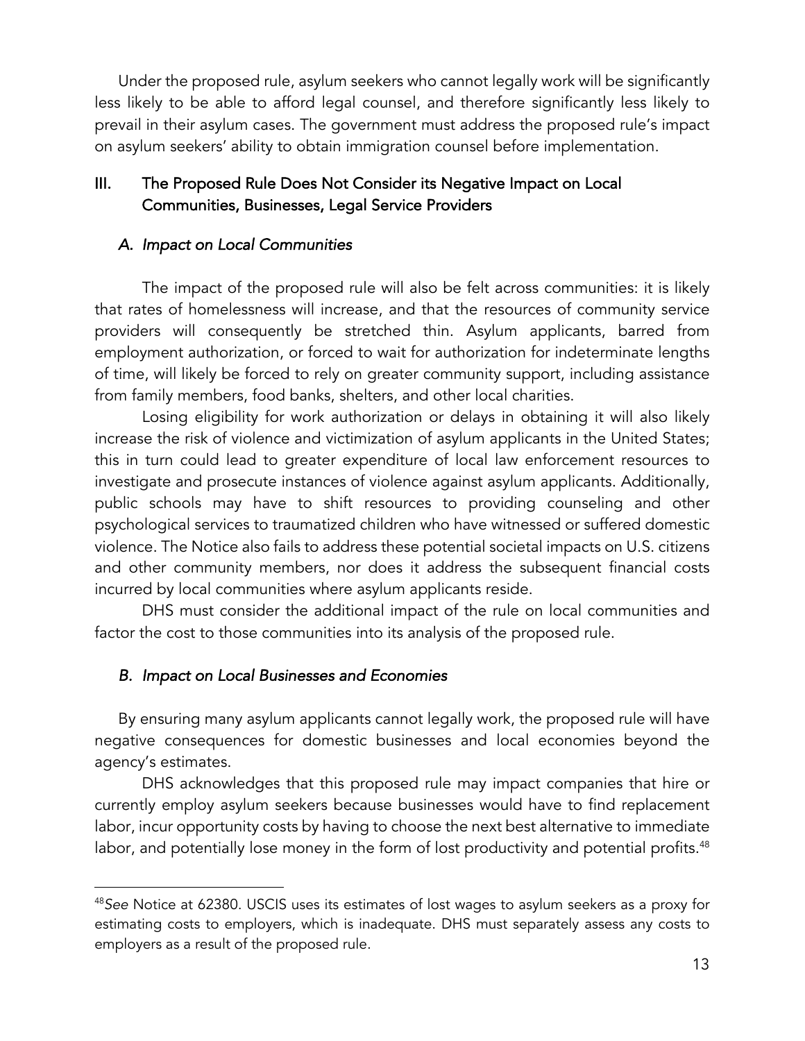Under the proposed rule, asylum seekers who cannot legally work will be significantly less likely to be able to afford legal counsel, and therefore significantly less likely to prevail in their asylum cases. The government must address the proposed rule's impact on asylum seekers' ability to obtain immigration counsel before implementation.

## III. The Proposed Rule Does Not Consider its Negative Impact on Local Communities, Businesses, Legal Service Providers

### *A. Impact on Local Communities*

The impact of the proposed rule will also be felt across communities: it is likely that rates of homelessness will increase, and that the resources of community service providers will consequently be stretched thin. Asylum applicants, barred from employment authorization, or forced to wait for authorization for indeterminate lengths of time, will likely be forced to rely on greater community support, including assistance from family members, food banks, shelters, and other local charities.

Losing eligibility for work authorization or delays in obtaining it will also likely increase the risk of violence and victimization of asylum applicants in the United States; this in turn could lead to greater expenditure of local law enforcement resources to investigate and prosecute instances of violence against asylum applicants. Additionally, public schools may have to shift resources to providing counseling and other psychological services to traumatized children who have witnessed or suffered domestic violence. The Notice also fails to address these potential societal impacts on U.S. citizens and other community members, nor does it address the subsequent financial costs incurred by local communities where asylum applicants reside.

DHS must consider the additional impact of the rule on local communities and factor the cost to those communities into its analysis of the proposed rule.

### *B. Impact on Local Businesses and Economies*

By ensuring many asylum applicants cannot legally work, the proposed rule will have negative consequences for domestic businesses and local economies beyond the agency's estimates.

DHS acknowledges that this proposed rule may impact companies that hire or currently employ asylum seekers because businesses would have to find replacement labor, incur opportunity costs by having to choose the next best alternative to immediate labor, and potentially lose money in the form of lost productivity and potential profits.[48]

---

[48] *See* Notice at 62380. USCIS uses its estimates of lost wages to asylum seekers as a proxy for estimating costs to employers, which is inadequate. DHS must separately assess any costs to employers as a result of the proposed rule.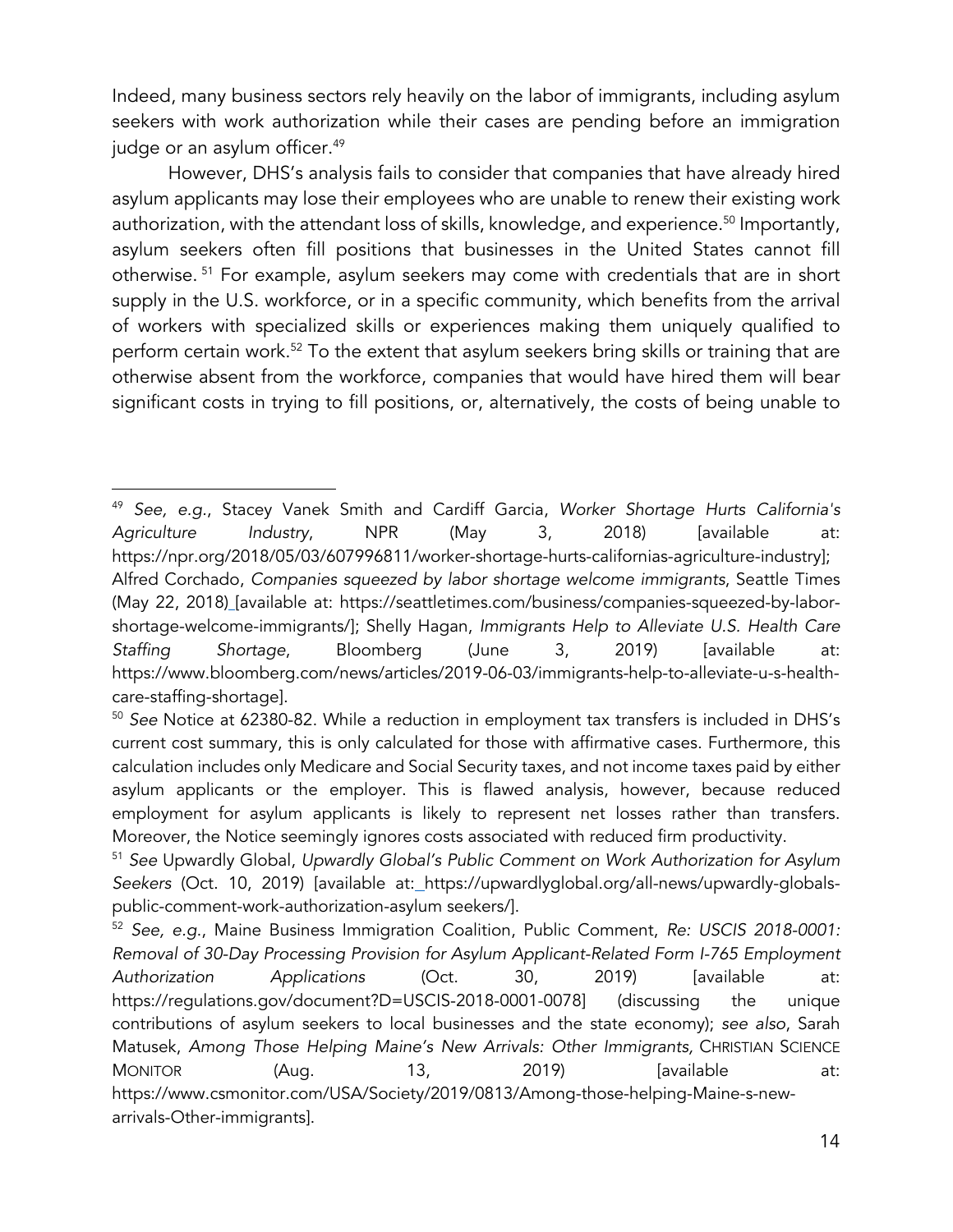Indeed, many business sectors rely heavily on the labor of immigrants, including asylum seekers with work authorization while their cases are pending before an immigration judge or an asylum officer.[49]

However, DHS's analysis fails to consider that companies that have already hired asylum applicants may lose their employees who are unable to renew their existing work authorization, with the attendant loss of skills, knowledge, and experience.[50] Importantly, asylum seekers often fill positions that businesses in the United States cannot fill otherwise.[51] For example, asylum seekers may come with credentials that are in short supply in the U.S. workforce, or in a specific community, which benefits from the arrival of workers with specialized skills or experiences making them uniquely qualified to perform certain work.[52] To the extent that asylum seekers bring skills or training that are otherwise absent from the workforce, companies that would have hired them will bear significant costs in trying to fill positions, or, alternatively, the costs of being unable to

---

[49] *See, e.g.*, Stacey Vanek Smith and Cardiff Garcia, *Worker Shortage Hurts California's Agriculture Industry*, NPR (May 3, 2018) [available at: https://npr.org/2018/05/03/607996811/worker-shortage-hurts-californias-agriculture-industry]; Alfred Corchado, *Companies squeezed by labor shortage welcome immigrants*, Seattle Times (May 22, 2018) [available at: https://seattletimes.com/business/companies-squeezed-by-labor-shortage-welcome-immigrants/]; Shelly Hagan, *Immigrants Help to Alleviate U.S. Health Care Staffing Shortage*, Bloomberg (June 3, 2019) [available at: https://www.bloomberg.com/news/articles/2019-06-03/immigrants-help-to-alleviate-u-s-health-care-staffing-shortage].

[50] *See* Notice at 62380-82. While a reduction in employment tax transfers is included in DHS's current cost summary, this is only calculated for those with affirmative cases. Furthermore, this calculation includes only Medicare and Social Security taxes, and not income taxes paid by either asylum applicants or the employer. This is flawed analysis, however, because reduced employment for asylum applicants is likely to represent net losses rather than transfers. Moreover, the Notice seemingly ignores costs associated with reduced firm productivity.

[51] *See* Upwardly Global, *Upwardly Global's Public Comment on Work Authorization for Asylum Seekers* (Oct. 10, 2019) [available at: https://upwardlyglobal.org/all-news/upwardly-globals-public-comment-work-authorization-asylum seekers/].

[52] *See, e.g.*, Maine Business Immigration Coalition, Public Comment, *Re: USCIS 2018-0001: Removal of 30-Day Processing Provision for Asylum Applicant-Related Form I-765 Employment Authorization Applications* (Oct. 30, 2019) [available at: https://regulations.gov/document?D=USCIS-2018-0001-0078] (discussing the unique contributions of asylum seekers to local businesses and the state economy); *see also*, Sarah Matusek, *Among Those Helping Maine's New Arrivals: Other Immigrants,* CHRISTIAN SCIENCE MONITOR (Aug. 13, 2019) [available at: https://www.csmonitor.com/USA/Society/2019/0813/Among-those-helping-Maine-s-new-arrivals-Other-immigrants].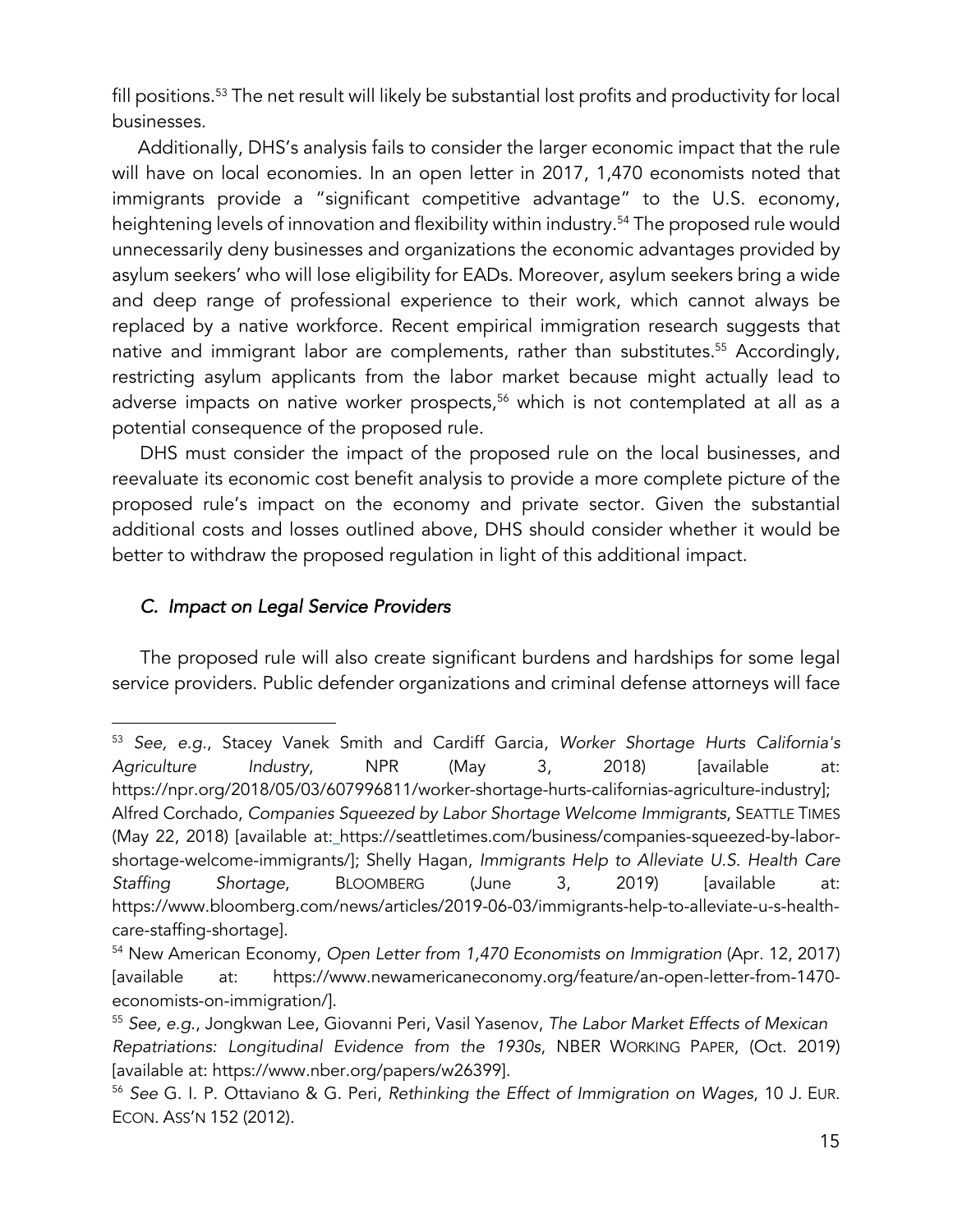fill positions.[53] The net result will likely be substantial lost profits and productivity for local businesses.

Additionally, DHS's analysis fails to consider the larger economic impact that the rule will have on local economies. In an open letter in 2017, 1,470 economists noted that immigrants provide a "significant competitive advantage" to the U.S. economy, heightening levels of innovation and flexibility within industry.[54] The proposed rule would unnecessarily deny businesses and organizations the economic advantages provided by asylum seekers' who will lose eligibility for EADs. Moreover, asylum seekers bring a wide and deep range of professional experience to their work, which cannot always be replaced by a native workforce. Recent empirical immigration research suggests that native and immigrant labor are complements, rather than substitutes.[55] Accordingly, restricting asylum applicants from the labor market because might actually lead to adverse impacts on native worker prospects,[56] which is not contemplated at all as a potential consequence of the proposed rule.

DHS must consider the impact of the proposed rule on the local businesses, and reevaluate its economic cost benefit analysis to provide a more complete picture of the proposed rule's impact on the economy and private sector. Given the substantial additional costs and losses outlined above, DHS should consider whether it would be better to withdraw the proposed regulation in light of this additional impact.

### *C. Impact on Legal Service Providers*

The proposed rule will also create significant burdens and hardships for some legal service providers. Public defender organizations and criminal defense attorneys will face

---

[53] *See, e.g.*, Stacey Vanek Smith and Cardiff Garcia, *Worker Shortage Hurts California's Agriculture Industry*, NPR (May 3, 2018) [available at: https://npr.org/2018/05/03/607996811/worker-shortage-hurts-californias-agriculture-industry]; Alfred Corchado, *Companies Squeezed by Labor Shortage Welcome Immigrants*, SEATTLE TIMES (May 22, 2018) [available at: https://seattletimes.com/business/companies-squeezed-by-labor-shortage-welcome-immigrants/]; Shelly Hagan, *Immigrants Help to Alleviate U.S. Health Care Staffing Shortage*, BLOOMBERG (June 3, 2019) [available at: https://www.bloomberg.com/news/articles/2019-06-03/immigrants-help-to-alleviate-u-s-health-care-staffing-shortage].

[54] New American Economy, *Open Letter from 1,470 Economists on Immigration* (Apr. 12, 2017) [available at: https://www.newamericaneconomy.org/feature/an-open-letter-from-1470-economists-on-immigration/].

[55] *See, e.g.*, Jongkwan Lee, Giovanni Peri, Vasil Yasenov, *The Labor Market Effects of Mexican Repatriations: Longitudinal Evidence from the 1930s*, NBER WORKING PAPER, (Oct. 2019) [available at: https://www.nber.org/papers/w26399].

[56] *See* G. I. P. Ottaviano & G. Peri, *Rethinking the Effect of Immigration on Wages*, 10 J. EUR. ECON. ASS'N 152 (2012).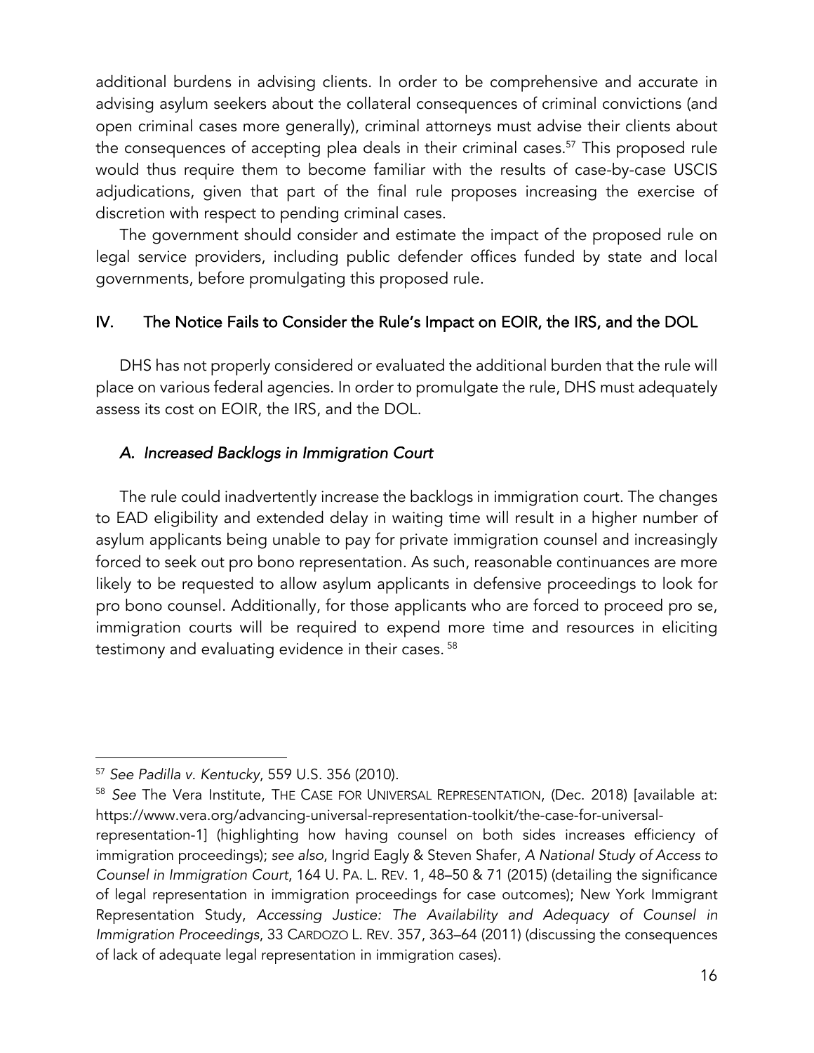additional burdens in advising clients. In order to be comprehensive and accurate in advising asylum seekers about the collateral consequences of criminal convictions (and open criminal cases more generally), criminal attorneys must advise their clients about the consequences of accepting plea deals in their criminal cases.[57] This proposed rule would thus require them to become familiar with the results of case-by-case USCIS adjudications, given that part of the final rule proposes increasing the exercise of discretion with respect to pending criminal cases.

The government should consider and estimate the impact of the proposed rule on legal service providers, including public defender offices funded by state and local governments, before promulgating this proposed rule.

## IV. The Notice Fails to Consider the Rule's Impact on EOIR, the IRS, and the DOL

DHS has not properly considered or evaluated the additional burden that the rule will place on various federal agencies. In order to promulgate the rule, DHS must adequately assess its cost on EOIR, the IRS, and the DOL.

### *A. Increased Backlogs in Immigration Court*

The rule could inadvertently increase the backlogs in immigration court. The changes to EAD eligibility and extended delay in waiting time will result in a higher number of asylum applicants being unable to pay for private immigration counsel and increasingly forced to seek out pro bono representation. As such, reasonable continuances are more likely to be requested to allow asylum applicants in defensive proceedings to look for pro bono counsel. Additionally, for those applicants who are forced to proceed pro se, immigration courts will be required to expend more time and resources in eliciting testimony and evaluating evidence in their cases.[58]

---

[57] *See Padilla v. Kentucky*, 559 U.S. 356 (2010).

[58] *See* The Vera Institute, THE CASE FOR UNIVERSAL REPRESENTATION, (Dec. 2018) [available at: https://www.vera.org/advancing-universal-representation-toolkit/the-case-for-universal-representation-1] (highlighting how having counsel on both sides increases efficiency of immigration proceedings); *see also*, Ingrid Eagly & Steven Shafer, *A National Study of Access to Counsel in Immigration Court*, 164 U. PA. L. REV. 1, 48–50 & 71 (2015) (detailing the significance of legal representation in immigration proceedings for case outcomes); New York Immigrant Representation Study, *Accessing Justice: The Availability and Adequacy of Counsel in Immigration Proceedings*, 33 CARDOZO L. REV. 357, 363–64 (2011) (discussing the consequences of lack of adequate legal representation in immigration cases).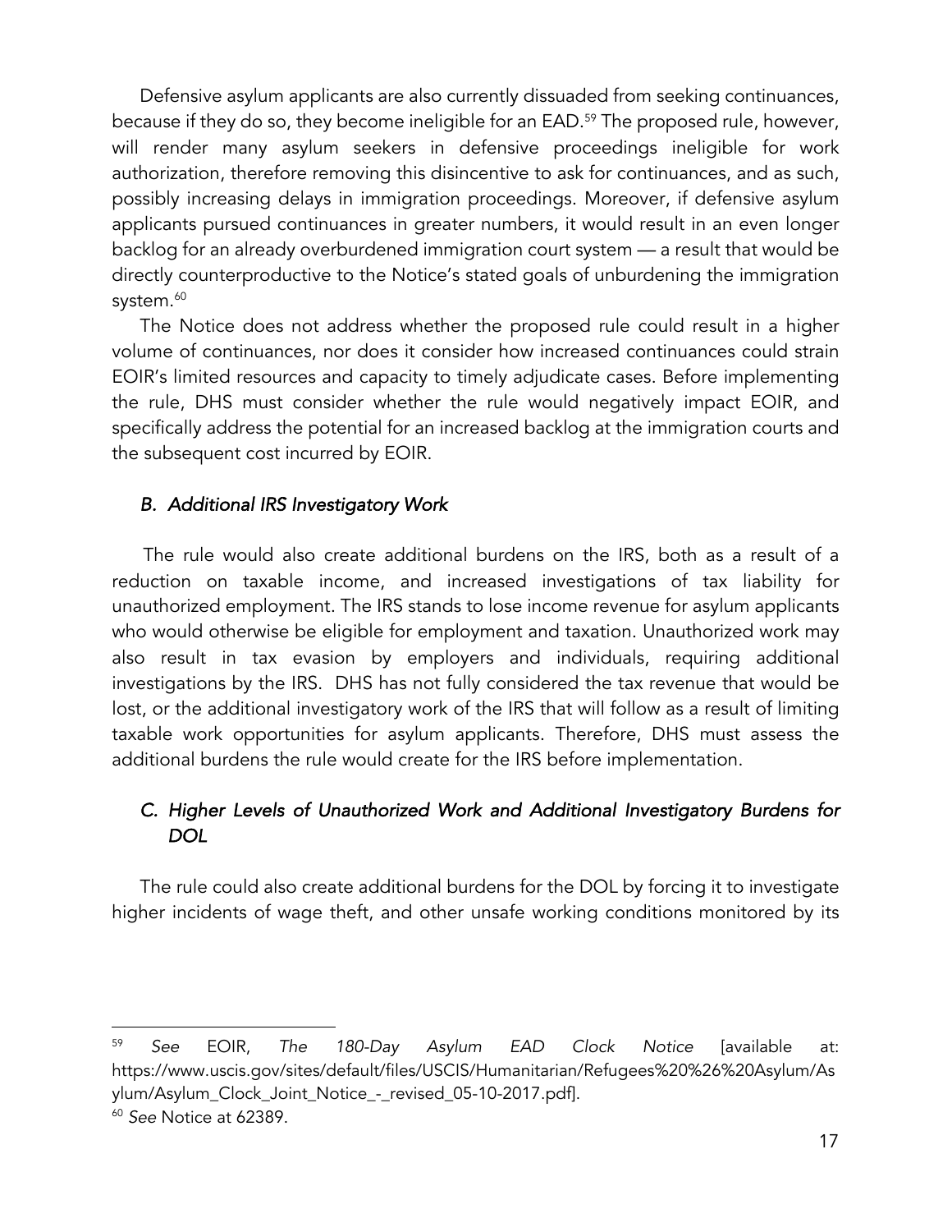Defensive asylum applicants are also currently dissuaded from seeking continuances, because if they do so, they become ineligible for an EAD.[59] The proposed rule, however, will render many asylum seekers in defensive proceedings ineligible for work authorization, therefore removing this disincentive to ask for continuances, and as such, possibly increasing delays in immigration proceedings. Moreover, if defensive asylum applicants pursued continuances in greater numbers, it would result in an even longer backlog for an already overburdened immigration court system — a result that would be directly counterproductive to the Notice's stated goals of unburdening the immigration system.[60]

The Notice does not address whether the proposed rule could result in a higher volume of continuances, nor does it consider how increased continuances could strain EOIR's limited resources and capacity to timely adjudicate cases. Before implementing the rule, DHS must consider whether the rule would negatively impact EOIR, and specifically address the potential for an increased backlog at the immigration courts and the subsequent cost incurred by EOIR.

### *B. Additional IRS Investigatory Work*

The rule would also create additional burdens on the IRS, both as a result of a reduction on taxable income, and increased investigations of tax liability for unauthorized employment. The IRS stands to lose income revenue for asylum applicants who would otherwise be eligible for employment and taxation. Unauthorized work may also result in tax evasion by employers and individuals, requiring additional investigations by the IRS. DHS has not fully considered the tax revenue that would be lost, or the additional investigatory work of the IRS that will follow as a result of limiting taxable work opportunities for asylum applicants. Therefore, DHS must assess the additional burdens the rule would create for the IRS before implementation.

### *C. Higher Levels of Unauthorized Work and Additional Investigatory Burdens for DOL*

The rule could also create additional burdens for the DOL by forcing it to investigate higher incidents of wage theft, and other unsafe working conditions monitored by its

---

[59] *See* EOIR, *The 180-Day Asylum EAD Clock Notice* [available at: https://www.uscis.gov/sites/default/files/USCIS/Humanitarian/Refugees%20%26%20Asylum/Asylum/Asylum_Clock_Joint_Notice_-_revised_05-10-2017.pdf].

[60] *See* Notice at 62389.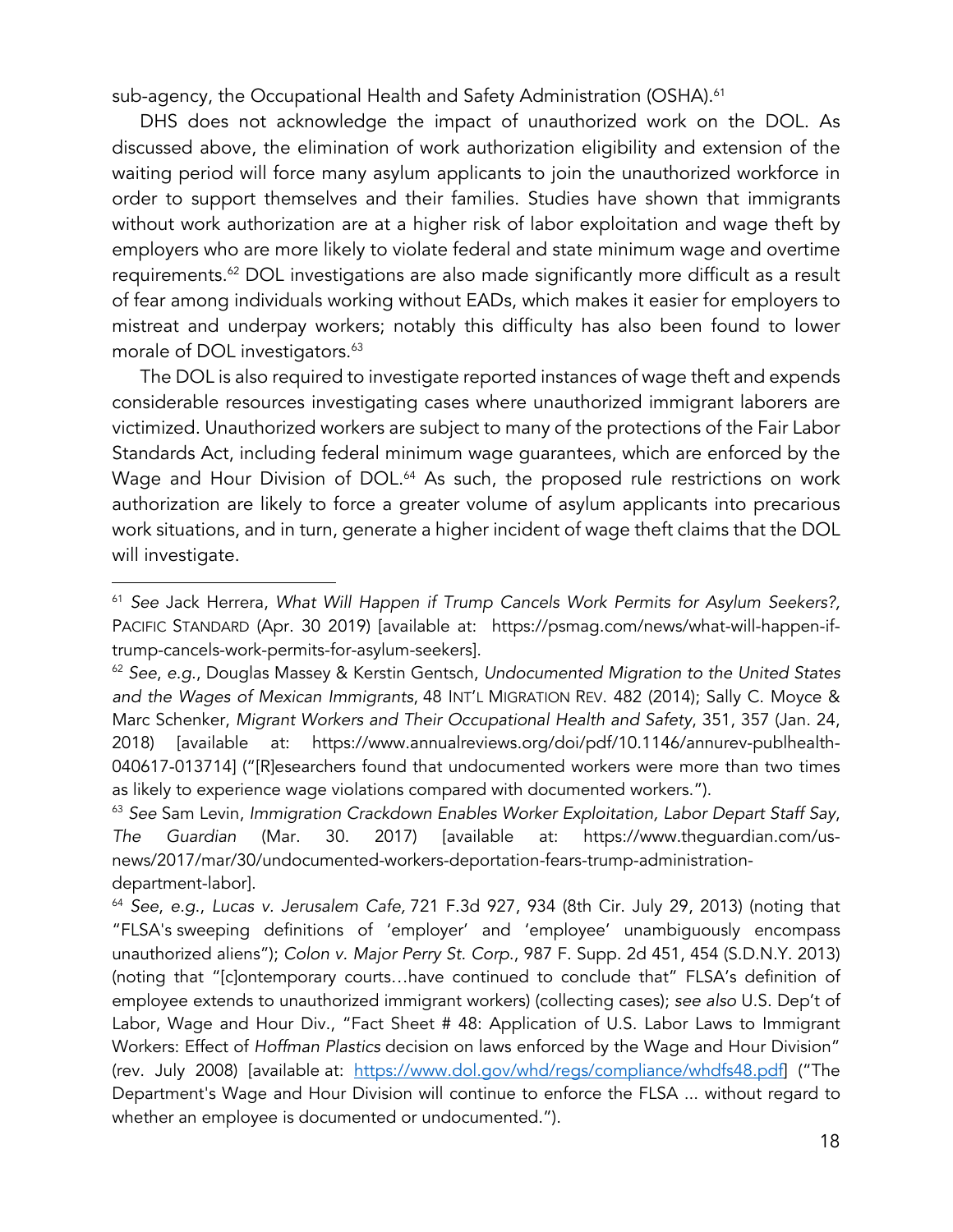sub-agency, the Occupational Health and Safety Administration (OSHA).[61]

DHS does not acknowledge the impact of unauthorized work on the DOL. As discussed above, the elimination of work authorization eligibility and extension of the waiting period will force many asylum applicants to join the unauthorized workforce in order to support themselves and their families. Studies have shown that immigrants without work authorization are at a higher risk of labor exploitation and wage theft by employers who are more likely to violate federal and state minimum wage and overtime requirements.[62] DOL investigations are also made significantly more difficult as a result of fear among individuals working without EADs, which makes it easier for employers to mistreat and underpay workers; notably this difficulty has also been found to lower morale of DOL investigators.[63]

The DOL is also required to investigate reported instances of wage theft and expends considerable resources investigating cases where unauthorized immigrant laborers are victimized. Unauthorized workers are subject to many of the protections of the Fair Labor Standards Act, including federal minimum wage guarantees, which are enforced by the Wage and Hour Division of DOL.[64] As such, the proposed rule restrictions on work authorization are likely to force a greater volume of asylum applicants into precarious work situations, and in turn, generate a higher incident of wage theft claims that the DOL will investigate.

---

[61] *See* Jack Herrera, *What Will Happen if Trump Cancels Work Permits for Asylum Seekers?*, PACIFIC STANDARD (Apr. 30 2019) [available at: https://psmag.com/news/what-will-happen-if-trump-cancels-work-permits-for-asylum-seekers].

[62] *See*, *e.g.*, Douglas Massey & Kerstin Gentsch, *Undocumented Migration to the United States and the Wages of Mexican Immigrants*, 48 INT'L MIGRATION REV. 482 (2014); Sally C. Moyce & Marc Schenker, *Migrant Workers and Their Occupational Health and Safety*, 351, 357 (Jan. 24, 2018) [available at: https://www.annualreviews.org/doi/pdf/10.1146/annurev-publhealth-040617-013714] ("[R]esearchers found that undocumented workers were more than two times as likely to experience wage violations compared with documented workers.").

[63] *See* Sam Levin, *Immigration Crackdown Enables Worker Exploitation, Labor Depart Staff Say*, *The Guardian* (Mar. 30. 2017) [available at: https://www.theguardian.com/us-news/2017/mar/30/undocumented-workers-deportation-fears-trump-administration-department-labor].

[64] *See*, *e.g.*, *Lucas v. Jerusalem Cafe,* 721 F.3d 927, 934 (8th Cir. July 29, 2013) (noting that "FLSA's sweeping definitions of 'employer' and 'employee' unambiguously encompass unauthorized aliens"); *Colon v. Major Perry St. Corp.*, 987 F. Supp. 2d 451, 454 (S.D.N.Y. 2013) (noting that "[c]ontemporary courts…have continued to conclude that" FLSA's definition of employee extends to unauthorized immigrant workers) (collecting cases); *see also* U.S. Dep't of Labor, Wage and Hour Div., "Fact Sheet # 48: Application of U.S. Labor Laws to Immigrant Workers: Effect of *Hoffman Plastics* decision on laws enforced by the Wage and Hour Division" (rev. July 2008) [available at: https://www.dol.gov/whd/regs/compliance/whdfs48.pdf] ("The Department's Wage and Hour Division will continue to enforce the FLSA ... without regard to whether an employee is documented or undocumented.").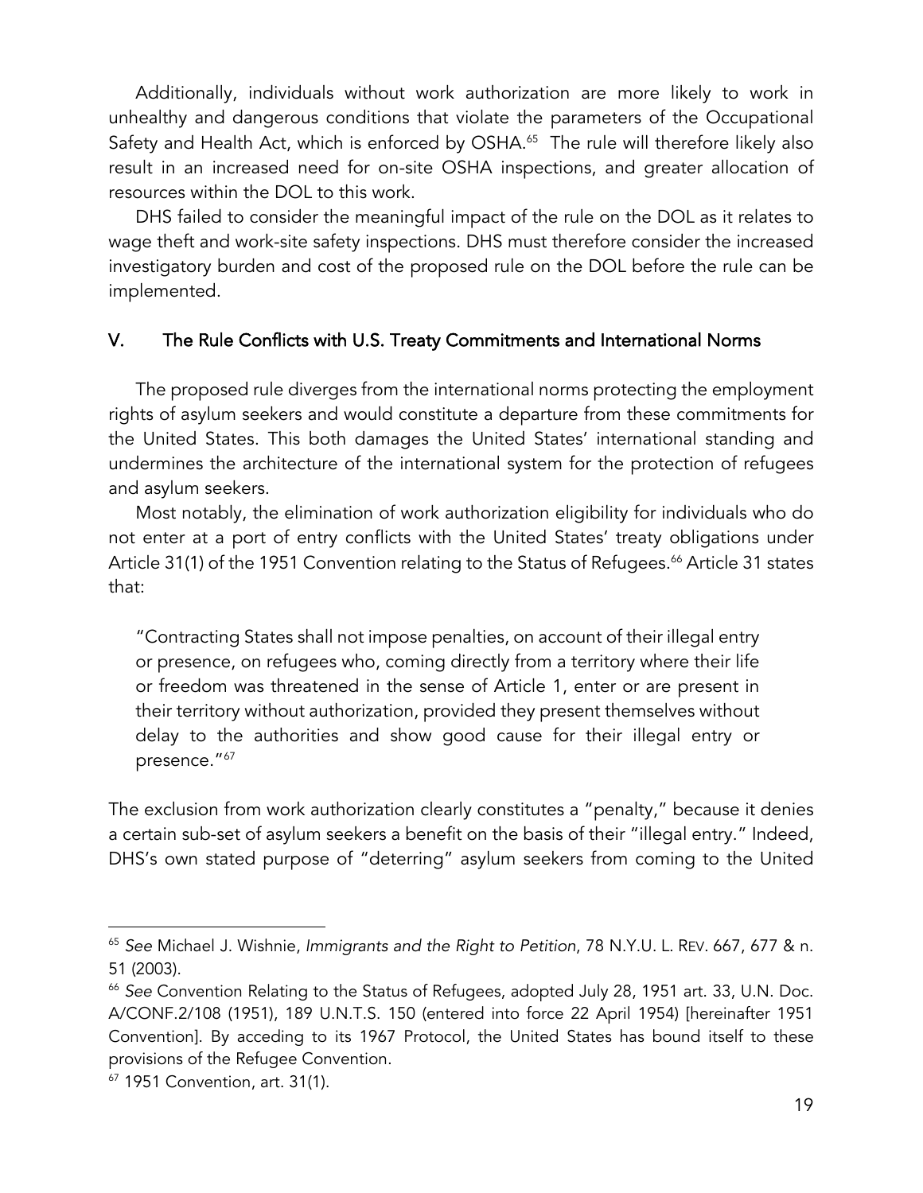Additionally, individuals without work authorization are more likely to work in unhealthy and dangerous conditions that violate the parameters of the Occupational Safety and Health Act, which is enforced by OSHA.[65] The rule will therefore likely also result in an increased need for on-site OSHA inspections, and greater allocation of resources within the DOL to this work.

DHS failed to consider the meaningful impact of the rule on the DOL as it relates to wage theft and work-site safety inspections. DHS must therefore consider the increased investigatory burden and cost of the proposed rule on the DOL before the rule can be implemented.

## V. The Rule Conflicts with U.S. Treaty Commitments and International Norms

The proposed rule diverges from the international norms protecting the employment rights of asylum seekers and would constitute a departure from these commitments for the United States. This both damages the United States' international standing and undermines the architecture of the international system for the protection of refugees and asylum seekers.

Most notably, the elimination of work authorization eligibility for individuals who do not enter at a port of entry conflicts with the United States' treaty obligations under Article 31(1) of the 1951 Convention relating to the Status of Refugees.[66] Article 31 states that:

> "Contracting States shall not impose penalties, on account of their illegal entry or presence, on refugees who, coming directly from a territory where their life or freedom was threatened in the sense of Article 1, enter or are present in their territory without authorization, provided they present themselves without delay to the authorities and show good cause for their illegal entry or presence."[67]

The exclusion from work authorization clearly constitutes a "penalty," because it denies a certain sub-set of asylum seekers a benefit on the basis of their "illegal entry." Indeed, DHS's own stated purpose of "deterring" asylum seekers from coming to the United

---

[65] *See* Michael J. Wishnie, *Immigrants and the Right to Petition*, 78 N.Y.U. L. REV. 667, 677 & n. 51 (2003).

[66] *See* Convention Relating to the Status of Refugees, adopted July 28, 1951 art. 33, U.N. Doc. A/CONF.2/108 (1951), 189 U.N.T.S. 150 (entered into force 22 April 1954) [hereinafter 1951 Convention]. By acceding to its 1967 Protocol, the United States has bound itself to these provisions of the Refugee Convention.

[67] 1951 Convention, art. 31(1).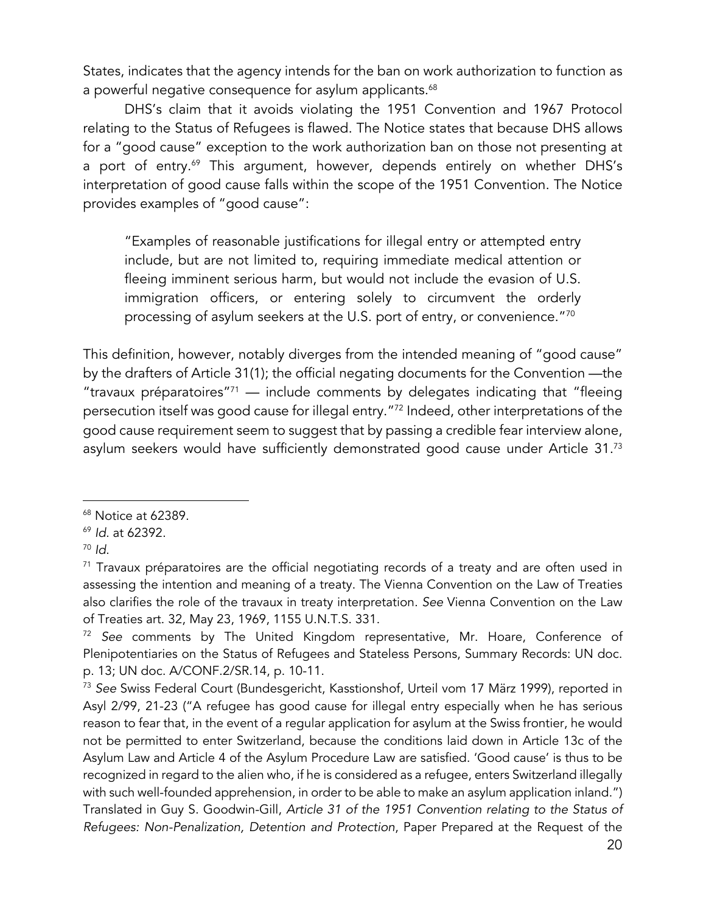States, indicates that the agency intends for the ban on work authorization to function as a powerful negative consequence for asylum applicants.[68]

DHS's claim that it avoids violating the 1951 Convention and 1967 Protocol relating to the Status of Refugees is flawed. The Notice states that because DHS allows for a "good cause" exception to the work authorization ban on those not presenting at a port of entry.[69] This argument, however, depends entirely on whether DHS's interpretation of good cause falls within the scope of the 1951 Convention. The Notice provides examples of "good cause":

> "Examples of reasonable justifications for illegal entry or attempted entry include, but are not limited to, requiring immediate medical attention or fleeing imminent serious harm, but would not include the evasion of U.S. immigration officers, or entering solely to circumvent the orderly processing of asylum seekers at the U.S. port of entry, or convenience."[70]

This definition, however, notably diverges from the intended meaning of "good cause" by the drafters of Article 31(1); the official negating documents for the Convention —the "travaux préparatoires"[71] — include comments by delegates indicating that "fleeing persecution itself was good cause for illegal entry."[72] Indeed, other interpretations of the good cause requirement seem to suggest that by passing a credible fear interview alone, asylum seekers would have sufficiently demonstrated good cause under Article 31.[73]

---

[68] Notice at 62389.

[69] *Id*. at 62392.

[70] *Id.*

[71] Travaux préparatoires are the official negotiating records of a treaty and are often used in assessing the intention and meaning of a treaty. The Vienna Convention on the Law of Treaties also clarifies the role of the travaux in treaty interpretation. *See* Vienna Convention on the Law of Treaties art. 32, May 23, 1969, 1155 U.N.T.S. 331.

[72] *See* comments by The United Kingdom representative, Mr. Hoare, Conference of Plenipotentiaries on the Status of Refugees and Stateless Persons, Summary Records: UN doc. p. 13; UN doc. A/CONF.2/SR.14, p. 10-11.

[73] *See* Swiss Federal Court (Bundesgericht, Kasstionshof, Urteil vom 17 März 1999), reported in Asyl 2/99, 21-23 ("A refugee has good cause for illegal entry especially when he has serious reason to fear that, in the event of a regular application for asylum at the Swiss frontier, he would not be permitted to enter Switzerland, because the conditions laid down in Article 13c of the Asylum Law and Article 4 of the Asylum Procedure Law are satisfied. 'Good cause' is thus to be recognized in regard to the alien who, if he is considered as a refugee, enters Switzerland illegally with such well-founded apprehension, in order to be able to make an asylum application inland.") Translated in Guy S. Goodwin-Gill, *Article 31 of the 1951 Convention relating to the Status of Refugees: Non-Penalization, Detention and Protection*, Paper Prepared at the Request of the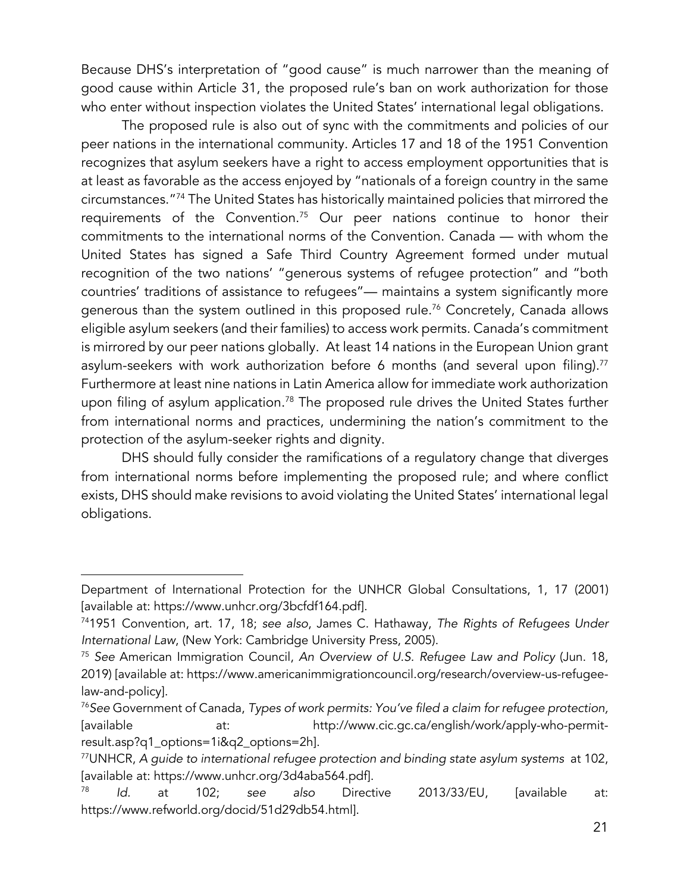Because DHS's interpretation of "good cause" is much narrower than the meaning of good cause within Article 31, the proposed rule's ban on work authorization for those who enter without inspection violates the United States' international legal obligations.

The proposed rule is also out of sync with the commitments and policies of our peer nations in the international community. Articles 17 and 18 of the 1951 Convention recognizes that asylum seekers have a right to access employment opportunities that is at least as favorable as the access enjoyed by "nationals of a foreign country in the same circumstances."[74] The United States has historically maintained policies that mirrored the requirements of the Convention.[75] Our peer nations continue to honor their commitments to the international norms of the Convention. Canada — with whom the United States has signed a Safe Third Country Agreement formed under mutual recognition of the two nations' "generous systems of refugee protection" and "both countries' traditions of assistance to refugees"— maintains a system significantly more generous than the system outlined in this proposed rule.[76] Concretely, Canada allows eligible asylum seekers (and their families) to access work permits. Canada's commitment is mirrored by our peer nations globally. At least 14 nations in the European Union grant asylum-seekers with work authorization before 6 months (and several upon filing).[77] Furthermore at least nine nations in Latin America allow for immediate work authorization upon filing of asylum application.[78] The proposed rule drives the United States further from international norms and practices, undermining the nation's commitment to the protection of the asylum-seeker rights and dignity.

DHS should fully consider the ramifications of a regulatory change that diverges from international norms before implementing the proposed rule; and where conflict exists, DHS should make revisions to avoid violating the United States' international legal obligations.

---

Department of International Protection for the UNHCR Global Consultations, 1, 17 (2001) [available at: https://www.unhcr.org/3bcfdf164.pdf].

[74] 1951 Convention, art. 17, 18; *see also*, James C. Hathaway, *The Rights of Refugees Under International Law*, (New York: Cambridge University Press, 2005).

[75] *See* American Immigration Council, *An Overview of U.S. Refugee Law and Policy* (Jun. 18, 2019) [available at: https://www.americanimmigrationcouncil.org/research/overview-us-refugee-law-and-policy].

[76] *See* Government of Canada, *Types of work permits: You've filed a claim for refugee protection,* [available at: http://www.cic.gc.ca/english/work/apply-who-permit-result.asp?q1_options=1i&q2_options=2h].

[77] UNHCR, *A guide to international refugee protection and binding state asylum systems* at 102, [available at: https://www.unhcr.org/3d4aba564.pdf].

[78] *Id.* at 102; *see also* Directive 2013/33/EU, [available at: https://www.refworld.org/docid/51d29db54.html].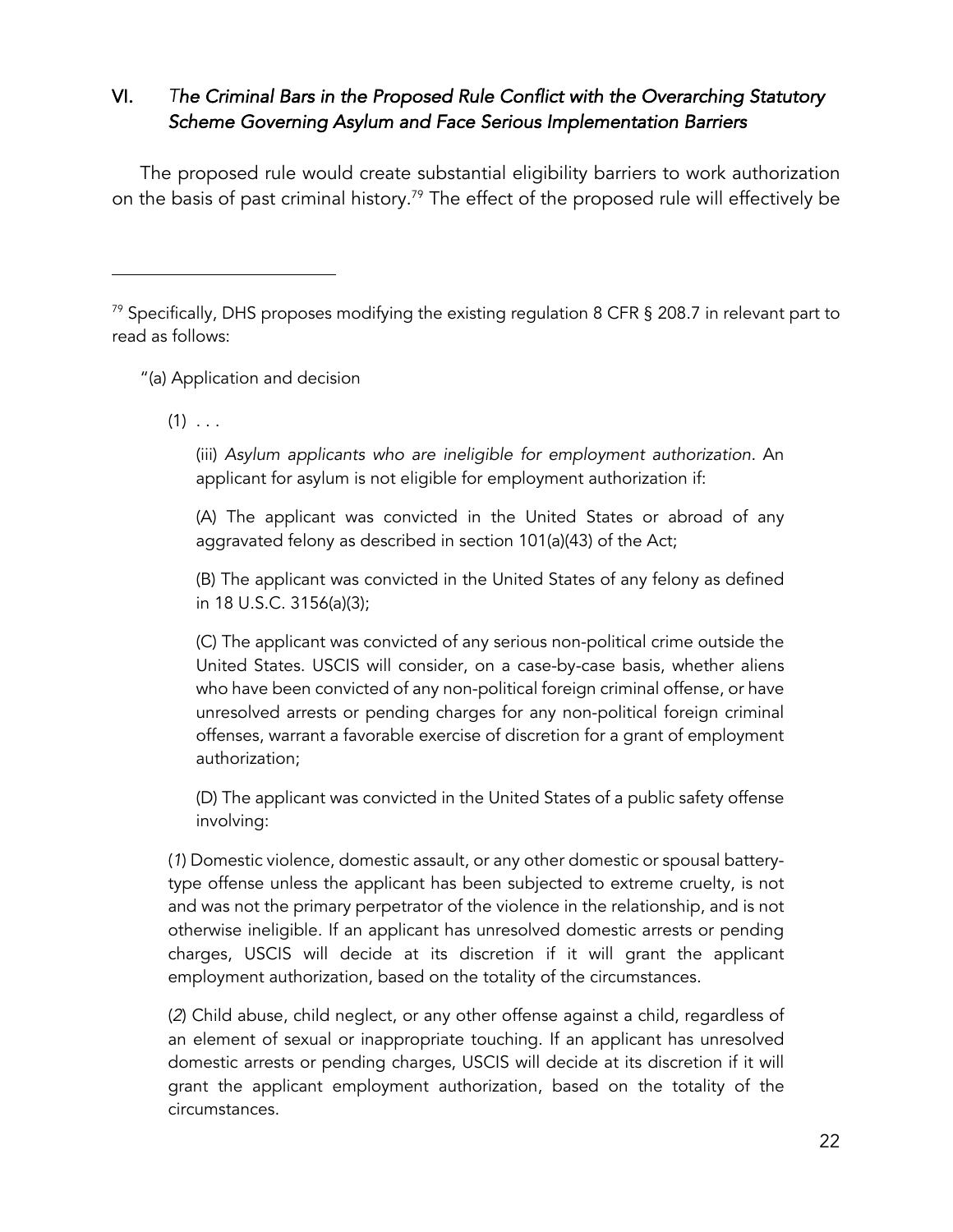## VI. *The Criminal Bars in the Proposed Rule Conflict with the Overarching Statutory Scheme Governing Asylum and Face Serious Implementation Barriers*

The proposed rule would create substantial eligibility barriers to work authorization on the basis of past criminal history.[79] The effect of the proposed rule will effectively be

---

[79] Specifically, DHS proposes modifying the existing regulation 8 CFR § 208.7 in relevant part to read as follows:

> "(a) Application and decision
>
> (1) . . .
>
> (iii) *Asylum applicants who are ineligible for employment authorization*. An applicant for asylum is not eligible for employment authorization if:
>
> (A) The applicant was convicted in the United States or abroad of any aggravated felony as described in section 101(a)(43) of the Act;
>
> (B) The applicant was convicted in the United States of any felony as defined in 18 U.S.C. 3156(a)(3);
>
> (C) The applicant was convicted of any serious non-political crime outside the United States. USCIS will consider, on a case-by-case basis, whether aliens who have been convicted of any non-political foreign criminal offense, or have unresolved arrests or pending charges for any non-political foreign criminal offenses, warrant a favorable exercise of discretion for a grant of employment authorization;
>
> (D) The applicant was convicted in the United States of a public safety offense involving:
>
> (*1*) Domestic violence, domestic assault, or any other domestic or spousal battery-type offense unless the applicant has been subjected to extreme cruelty, is not and was not the primary perpetrator of the violence in the relationship, and is not otherwise ineligible. If an applicant has unresolved domestic arrests or pending charges, USCIS will decide at its discretion if it will grant the applicant employment authorization, based on the totality of the circumstances.
>
> (*2*) Child abuse, child neglect, or any other offense against a child, regardless of an element of sexual or inappropriate touching. If an applicant has unresolved domestic arrests or pending charges, USCIS will decide at its discretion if it will grant the applicant employment authorization, based on the totality of the circumstances.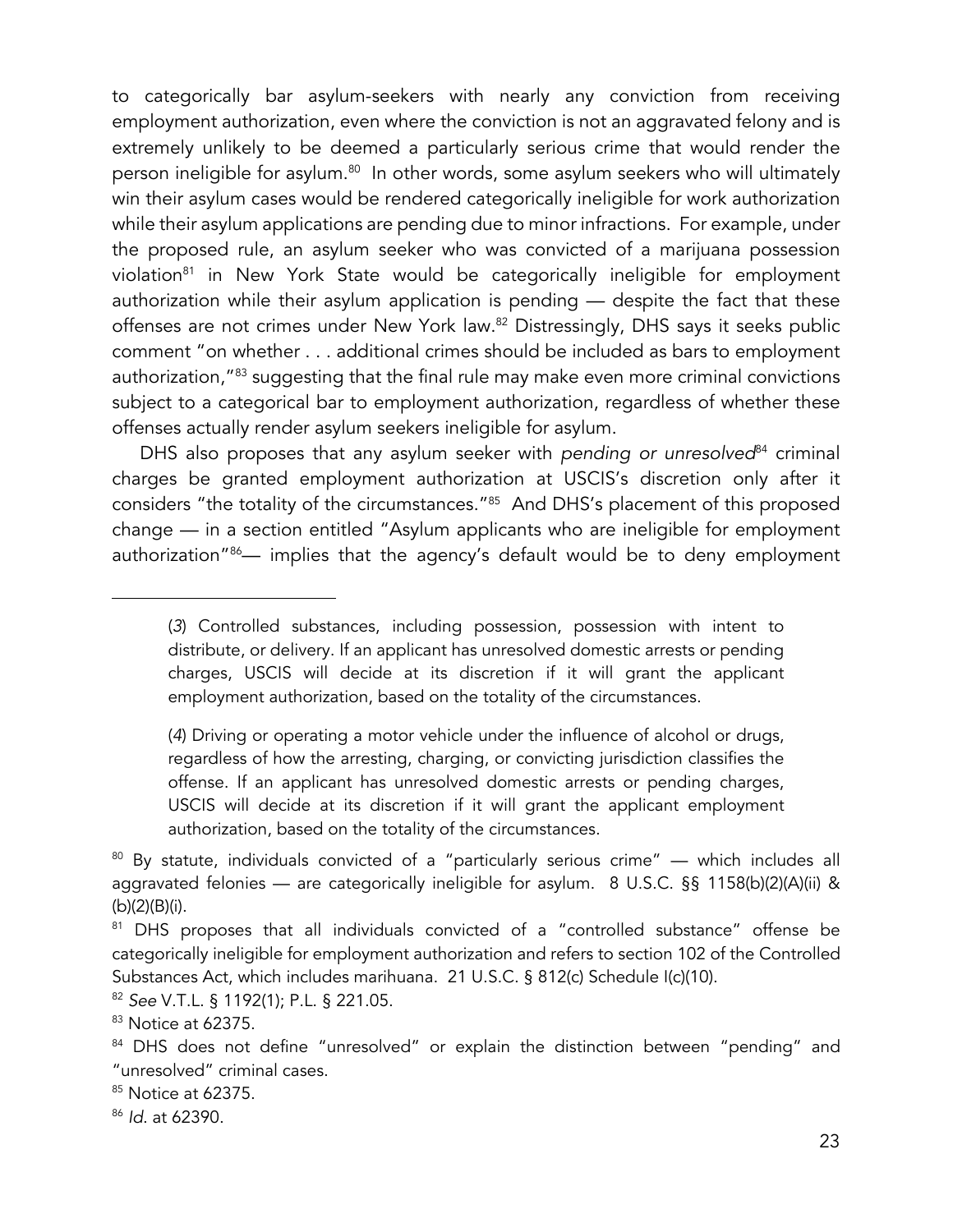to categorically bar asylum-seekers with nearly any conviction from receiving employment authorization, even where the conviction is not an aggravated felony and is extremely unlikely to be deemed a particularly serious crime that would render the person ineligible for asylum.[80] In other words, some asylum seekers who will ultimately win their asylum cases would be rendered categorically ineligible for work authorization while their asylum applications are pending due to minor infractions. For example, under the proposed rule, an asylum seeker who was convicted of a marijuana possession violation[81] in New York State would be categorically ineligible for employment authorization while their asylum application is pending — despite the fact that these offenses are not crimes under New York law.[82] Distressingly, DHS says it seeks public comment "on whether . . . additional crimes should be included as bars to employment authorization,"[83] suggesting that the final rule may make even more criminal convictions subject to a categorical bar to employment authorization, regardless of whether these offenses actually render asylum seekers ineligible for asylum.

DHS also proposes that any asylum seeker with *pending or unresolved*[84] criminal charges be granted employment authorization at USCIS's discretion only after it considers "the totality of the circumstances."[85] And DHS's placement of this proposed change — in a section entitled "Asylum applicants who are ineligible for employment authorization"[86]— implies that the agency's default would be to deny employment

---

> (*3*) Controlled substances, including possession, possession with intent to distribute, or delivery. If an applicant has unresolved domestic arrests or pending charges, USCIS will decide at its discretion if it will grant the applicant employment authorization, based on the totality of the circumstances.
>
> (*4*) Driving or operating a motor vehicle under the influence of alcohol or drugs, regardless of how the arresting, charging, or convicting jurisdiction classifies the offense. If an applicant has unresolved domestic arrests or pending charges, USCIS will decide at its discretion if it will grant the applicant employment authorization, based on the totality of the circumstances.

[80] By statute, individuals convicted of a "particularly serious crime" — which includes all aggravated felonies — are categorically ineligible for asylum. 8 U.S.C. §§ 1158(b)(2)(A)(ii) & (b)(2)(B)(i).

[81] DHS proposes that all individuals convicted of a "controlled substance" offense be categorically ineligible for employment authorization and refers to section 102 of the Controlled Substances Act, which includes marihuana. 21 U.S.C. § 812(c) Schedule I(c)(10).

[82] *See* V.T.L. § 1192(1); P.L. § 221.05.

[83] Notice at 62375.

[84] DHS does not define "unresolved" or explain the distinction between "pending" and "unresolved" criminal cases.

[85] Notice at 62375.

[86] *Id.* at 62390.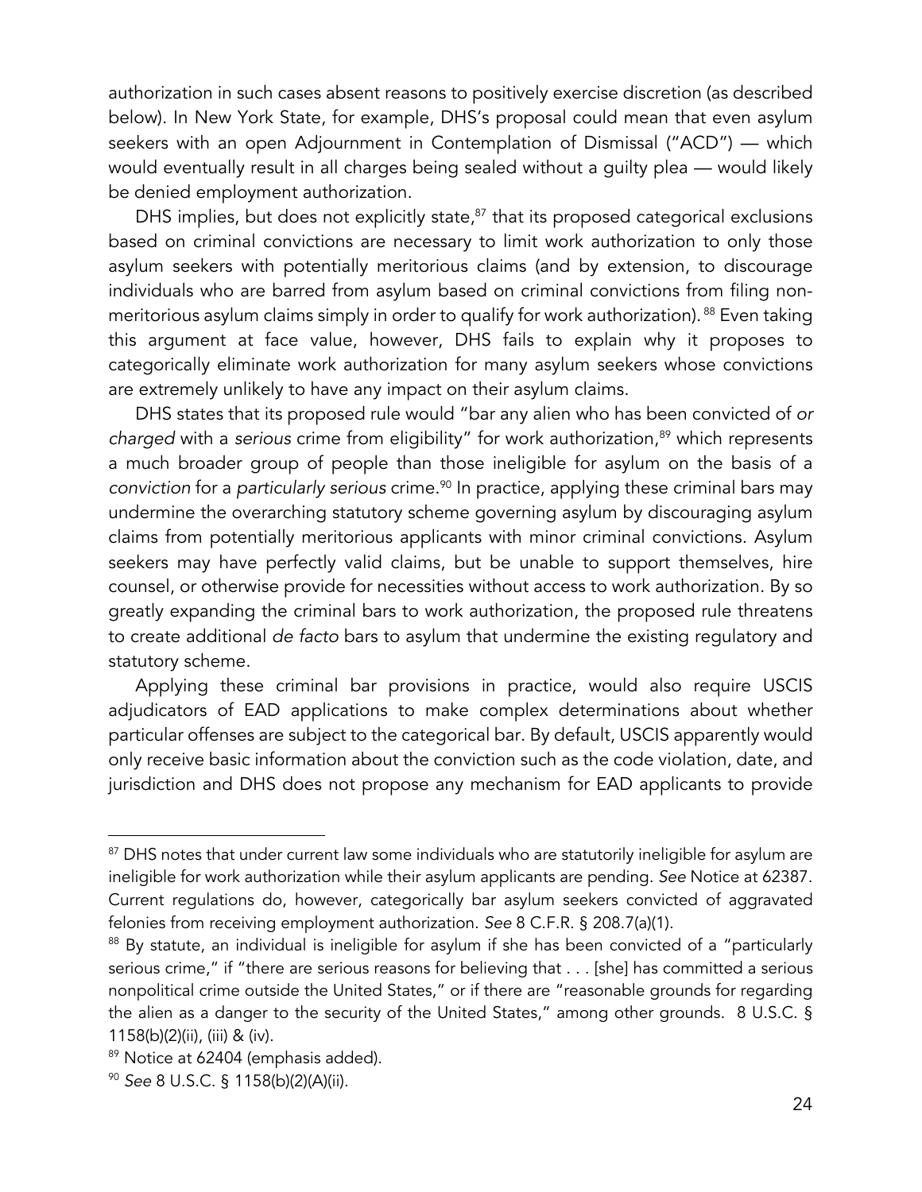authorization in such cases absent reasons to positively exercise discretion (as described below). In New York State, for example, DHS's proposal could mean that even asylum seekers with an open Adjournment in Contemplation of Dismissal ("ACD") — which would eventually result in all charges being sealed without a guilty plea — would likely be denied employment authorization.

DHS implies, but does not explicitly state,[87] that its proposed categorical exclusions based on criminal convictions are necessary to limit work authorization to only those asylum seekers with potentially meritorious claims (and by extension, to discourage individuals who are barred from asylum based on criminal convictions from filing non-meritorious asylum claims simply in order to qualify for work authorization).[88] Even taking this argument at face value, however, DHS fails to explain why it proposes to categorically eliminate work authorization for many asylum seekers whose convictions are extremely unlikely to have any impact on their asylum claims.

DHS states that its proposed rule would "bar any alien who has been convicted of *or charged* with a *serious* crime from eligibility" for work authorization,[89] which represents a much broader group of people than those ineligible for asylum on the basis of a *conviction* for a *particularly serious* crime.[90] In practice, applying these criminal bars may undermine the overarching statutory scheme governing asylum by discouraging asylum claims from potentially meritorious applicants with minor criminal convictions. Asylum seekers may have perfectly valid claims, but be unable to support themselves, hire counsel, or otherwise provide for necessities without access to work authorization. By so greatly expanding the criminal bars to work authorization, the proposed rule threatens to create additional *de facto* bars to asylum that undermine the existing regulatory and statutory scheme.

Applying these criminal bar provisions in practice, would also require USCIS adjudicators of EAD applications to make complex determinations about whether particular offenses are subject to the categorical bar. By default, USCIS apparently would only receive basic information about the conviction such as the code violation, date, and jurisdiction and DHS does not propose any mechanism for EAD applicants to provide

---

[87] DHS notes that under current law some individuals who are statutorily ineligible for asylum are ineligible for work authorization while their asylum applicants are pending. *See* Notice at 62387. Current regulations do, however, categorically bar asylum seekers convicted of aggravated felonies from receiving employment authorization. *See* 8 C.F.R. § 208.7(a)(1).

[88] By statute, an individual is ineligible for asylum if she has been convicted of a "particularly serious crime," if "there are serious reasons for believing that . . . [she] has committed a serious nonpolitical crime outside the United States," or if there are "reasonable grounds for regarding the alien as a danger to the security of the United States," among other grounds. 8 U.S.C. § 1158(b)(2)(ii), (iii) & (iv).

[89] Notice at 62404 (emphasis added).

[90] *See* 8 U.S.C. § 1158(b)(2)(A)(ii).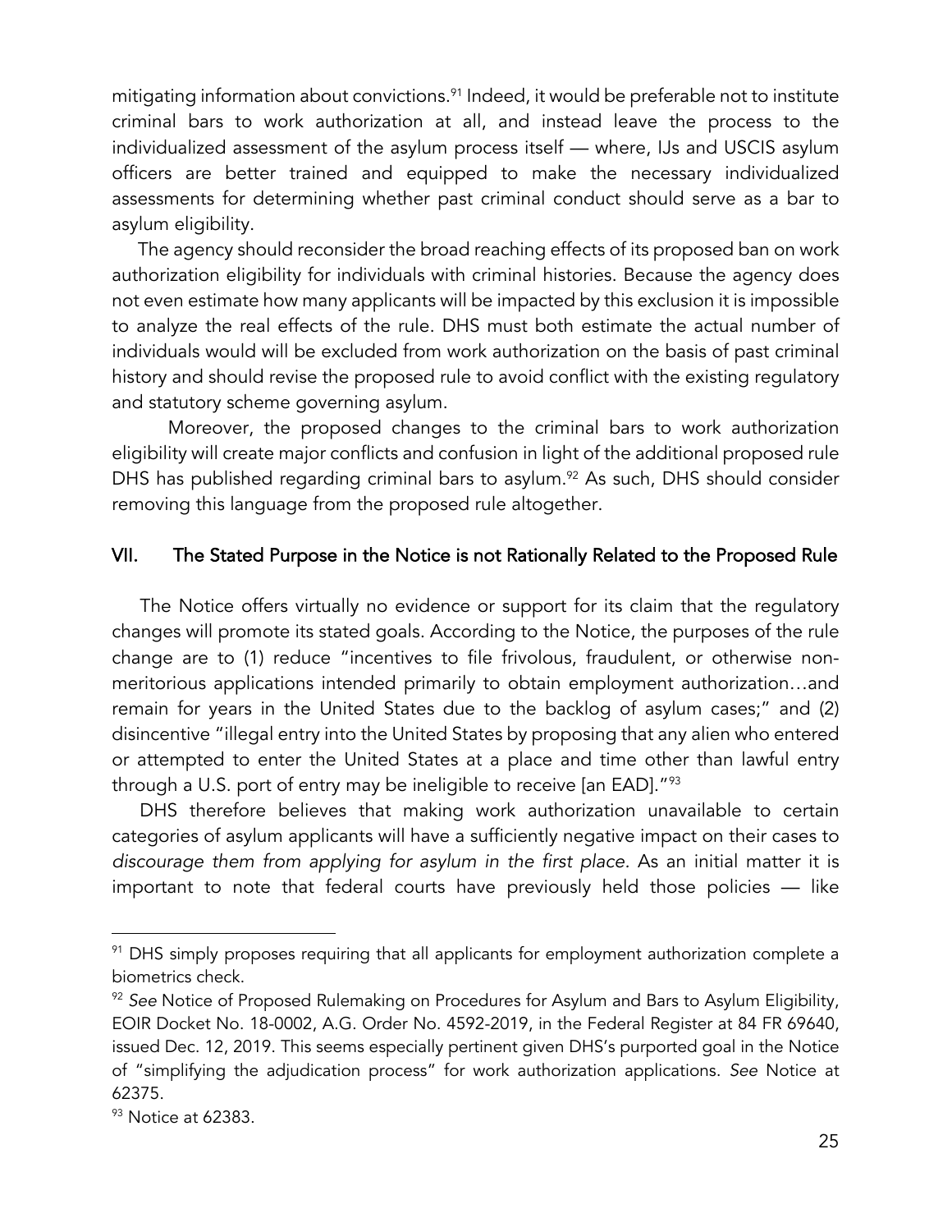mitigating information about convictions.[91] Indeed, it would be preferable not to institute criminal bars to work authorization at all, and instead leave the process to the individualized assessment of the asylum process itself — where, IJs and USCIS asylum officers are better trained and equipped to make the necessary individualized assessments for determining whether past criminal conduct should serve as a bar to asylum eligibility.

The agency should reconsider the broad reaching effects of its proposed ban on work authorization eligibility for individuals with criminal histories. Because the agency does not even estimate how many applicants will be impacted by this exclusion it is impossible to analyze the real effects of the rule. DHS must both estimate the actual number of individuals would will be excluded from work authorization on the basis of past criminal history and should revise the proposed rule to avoid conflict with the existing regulatory and statutory scheme governing asylum.

Moreover, the proposed changes to the criminal bars to work authorization eligibility will create major conflicts and confusion in light of the additional proposed rule DHS has published regarding criminal bars to asylum.[92] As such, DHS should consider removing this language from the proposed rule altogether.

## VII. The Stated Purpose in the Notice is not Rationally Related to the Proposed Rule

The Notice offers virtually no evidence or support for its claim that the regulatory changes will promote its stated goals. According to the Notice, the purposes of the rule change are to (1) reduce "incentives to file frivolous, fraudulent, or otherwise non-meritorious applications intended primarily to obtain employment authorization…and remain for years in the United States due to the backlog of asylum cases;" and (2) disincentive "illegal entry into the United States by proposing that any alien who entered or attempted to enter the United States at a place and time other than lawful entry through a U.S. port of entry may be ineligible to receive [an EAD]."[93]

DHS therefore believes that making work authorization unavailable to certain categories of asylum applicants will have a sufficiently negative impact on their cases to *discourage them from applying for asylum in the first place.* As an initial matter it is important to note that federal courts have previously held those policies — like

---

[91] DHS simply proposes requiring that all applicants for employment authorization complete a biometrics check.

[92] *See* Notice of Proposed Rulemaking on Procedures for Asylum and Bars to Asylum Eligibility, EOIR Docket No. 18-0002, A.G. Order No. 4592-2019, in the Federal Register at 84 FR 69640, issued Dec. 12, 2019. This seems especially pertinent given DHS's purported goal in the Notice of "simplifying the adjudication process" for work authorization applications. *See* Notice at 62375.

[93] Notice at 62383.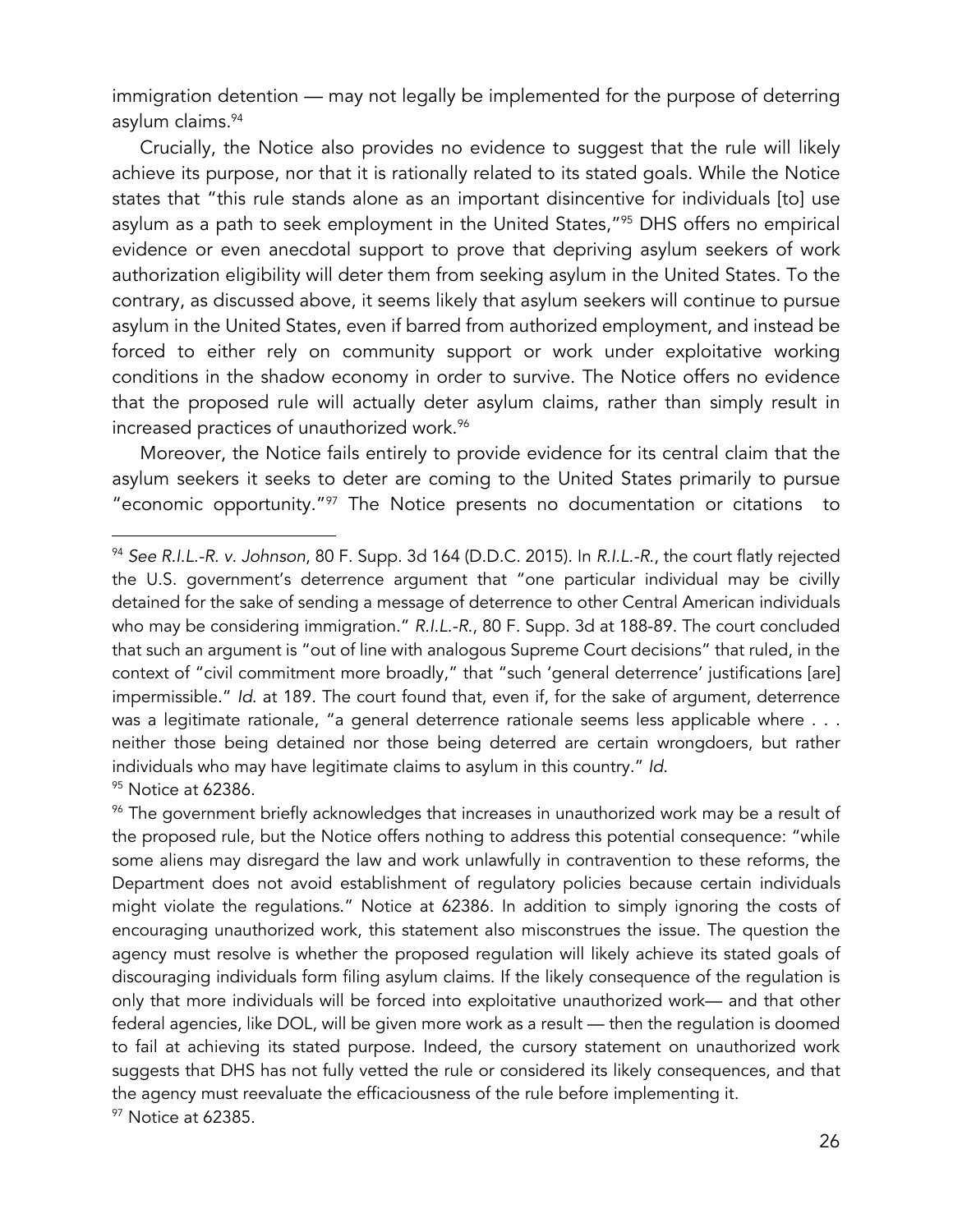immigration detention — may not legally be implemented for the purpose of deterring asylum claims.[94]

Crucially, the Notice also provides no evidence to suggest that the rule will likely achieve its purpose, nor that it is rationally related to its stated goals. While the Notice states that "this rule stands alone as an important disincentive for individuals [to] use asylum as a path to seek employment in the United States,"[95] DHS offers no empirical evidence or even anecdotal support to prove that depriving asylum seekers of work authorization eligibility will deter them from seeking asylum in the United States. To the contrary, as discussed above, it seems likely that asylum seekers will continue to pursue asylum in the United States, even if barred from authorized employment, and instead be forced to either rely on community support or work under exploitative working conditions in the shadow economy in order to survive. The Notice offers no evidence that the proposed rule will actually deter asylum claims, rather than simply result in increased practices of unauthorized work.[96]

Moreover, the Notice fails entirely to provide evidence for its central claim that the asylum seekers it seeks to deter are coming to the United States primarily to pursue "economic opportunity."[97] The Notice presents no documentation or citations to

---

[94] *See R.I.L.-R. v. Johnson*, 80 F. Supp. 3d 164 (D.D.C. 2015). In *R.I.L.-R.*, the court flatly rejected the U.S. government's deterrence argument that "one particular individual may be civilly detained for the sake of sending a message of deterrence to other Central American individuals who may be considering immigration." *R.I.L.-R.*, 80 F. Supp. 3d at 188-89. The court concluded that such an argument is "out of line with analogous Supreme Court decisions" that ruled, in the context of "civil commitment more broadly," that "such 'general deterrence' justifications [are] impermissible." *Id.* at 189. The court found that, even if, for the sake of argument, deterrence was a legitimate rationale, "a general deterrence rationale seems less applicable where . . . neither those being detained nor those being deterred are certain wrongdoers, but rather individuals who may have legitimate claims to asylum in this country." *Id.*

[95] Notice at 62386.

[96] The government briefly acknowledges that increases in unauthorized work may be a result of the proposed rule, but the Notice offers nothing to address this potential consequence: "while some aliens may disregard the law and work unlawfully in contravention to these reforms, the Department does not avoid establishment of regulatory policies because certain individuals might violate the regulations." Notice at 62386. In addition to simply ignoring the costs of encouraging unauthorized work, this statement also misconstrues the issue. The question the agency must resolve is whether the proposed regulation will likely achieve its stated goals of discouraging individuals form filing asylum claims. If the likely consequence of the regulation is only that more individuals will be forced into exploitative unauthorized work— and that other federal agencies, like DOL, will be given more work as a result — then the regulation is doomed to fail at achieving its stated purpose. Indeed, the cursory statement on unauthorized work suggests that DHS has not fully vetted the rule or considered its likely consequences, and that the agency must reevaluate the efficaciousness of the rule before implementing it.

[97] Notice at 62385.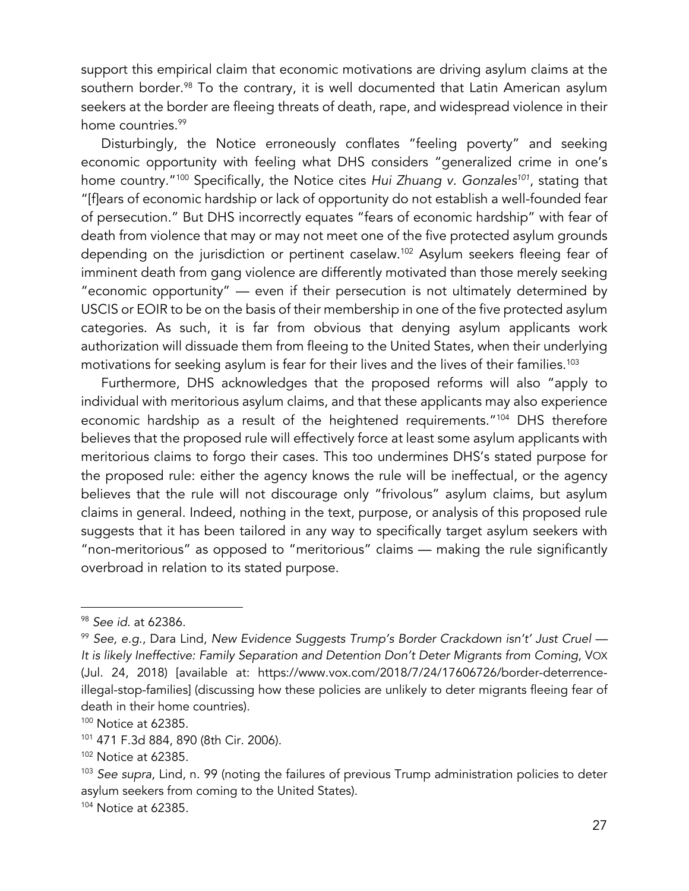support this empirical claim that economic motivations are driving asylum claims at the southern border.[98] To the contrary, it is well documented that Latin American asylum seekers at the border are fleeing threats of death, rape, and widespread violence in their home countries.[99]

Disturbingly, the Notice erroneously conflates "feeling poverty" and seeking economic opportunity with feeling what DHS considers "generalized crime in one's home country."[100] Specifically, the Notice cites *Hui Zhuang v. Gonzales*[101], stating that "[f]ears of economic hardship or lack of opportunity do not establish a well-founded fear of persecution." But DHS incorrectly equates "fears of economic hardship" with fear of death from violence that may or may not meet one of the five protected asylum grounds depending on the jurisdiction or pertinent caselaw.[102] Asylum seekers fleeing fear of imminent death from gang violence are differently motivated than those merely seeking "economic opportunity" — even if their persecution is not ultimately determined by USCIS or EOIR to be on the basis of their membership in one of the five protected asylum categories. As such, it is far from obvious that denying asylum applicants work authorization will dissuade them from fleeing to the United States, when their underlying motivations for seeking asylum is fear for their lives and the lives of their families.[103]

Furthermore, DHS acknowledges that the proposed reforms will also "apply to individual with meritorious asylum claims, and that these applicants may also experience economic hardship as a result of the heightened requirements."[104] DHS therefore believes that the proposed rule will effectively force at least some asylum applicants with meritorious claims to forgo their cases. This too undermines DHS's stated purpose for the proposed rule: either the agency knows the rule will be ineffectual, or the agency believes that the rule will not discourage only "frivolous" asylum claims, but asylum claims in general. Indeed, nothing in the text, purpose, or analysis of this proposed rule suggests that it has been tailored in any way to specifically target asylum seekers with "non-meritorious" as opposed to "meritorious" claims — making the rule significantly overbroad in relation to its stated purpose.

---

[98] *See id*. at 62386.

[99] *See, e.g.*, Dara Lind, *New Evidence Suggests Trump's Border Crackdown isn't' Just Cruel — It is likely Ineffective: Family Separation and Detention Don't Deter Migrants from Coming*, VOX (Jul. 24, 2018) [available at: https://www.vox.com/2018/7/24/17606726/border-deterrence-illegal-stop-families] (discussing how these policies are unlikely to deter migrants fleeing fear of death in their home countries).

[100] Notice at 62385.

[101] 471 F.3d 884, 890 (8th Cir. 2006).

[102] Notice at 62385.

[103] *See supra*, Lind, n. 99 (noting the failures of previous Trump administration policies to deter asylum seekers from coming to the United States).

[104] Notice at 62385.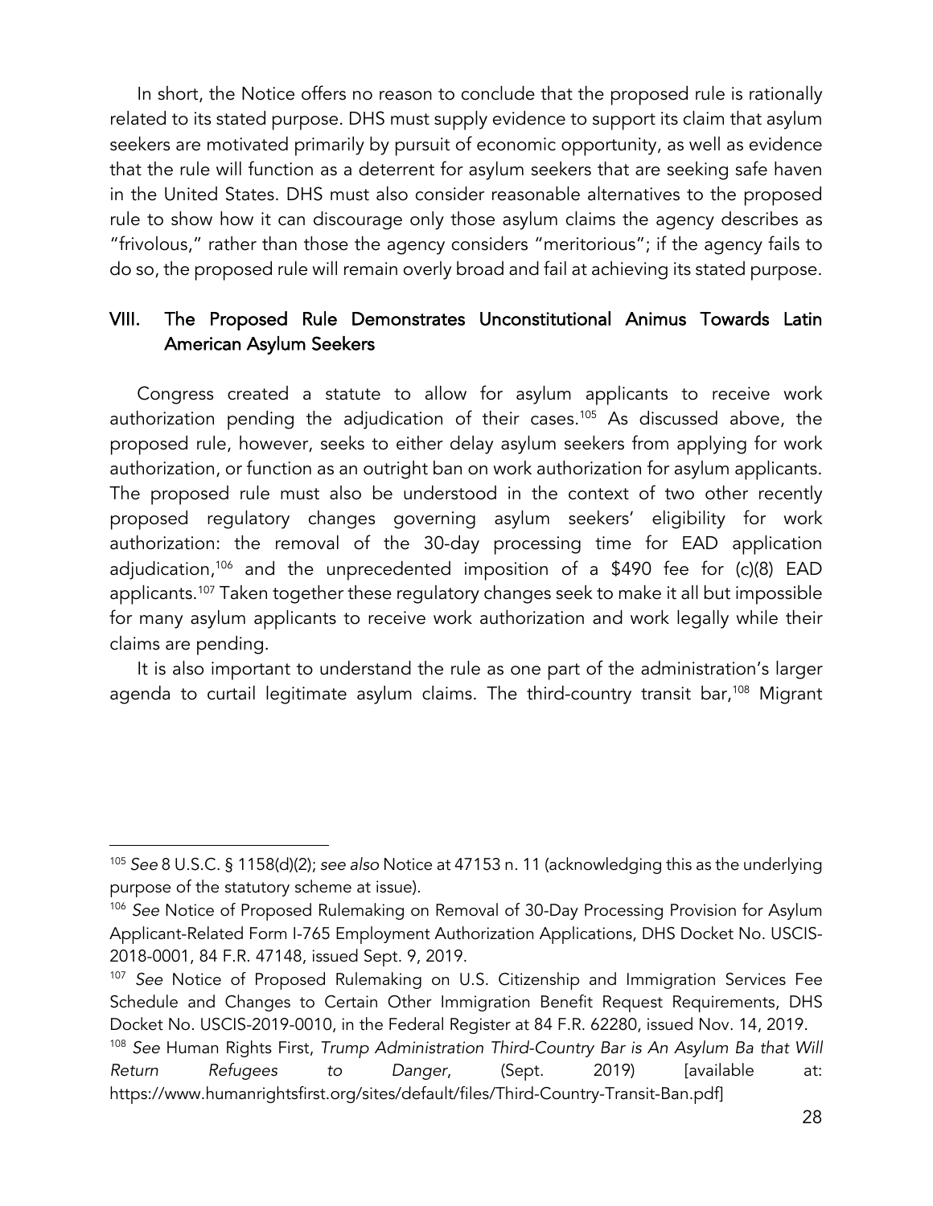In short, the Notice offers no reason to conclude that the proposed rule is rationally related to its stated purpose. DHS must supply evidence to support its claim that asylum seekers are motivated primarily by pursuit of economic opportunity, as well as evidence that the rule will function as a deterrent for asylum seekers that are seeking safe haven in the United States. DHS must also consider reasonable alternatives to the proposed rule to show how it can discourage only those asylum claims the agency describes as "frivolous," rather than those the agency considers "meritorious"; if the agency fails to do so, the proposed rule will remain overly broad and fail at achieving its stated purpose.

## VIII. The Proposed Rule Demonstrates Unconstitutional Animus Towards Latin American Asylum Seekers

Congress created a statute to allow for asylum applicants to receive work authorization pending the adjudication of their cases.[105] As discussed above, the proposed rule, however, seeks to either delay asylum seekers from applying for work authorization, or function as an outright ban on work authorization for asylum applicants. The proposed rule must also be understood in the context of two other recently proposed regulatory changes governing asylum seekers' eligibility for work authorization: the removal of the 30-day processing time for EAD application adjudication,[106] and the unprecedented imposition of a $490 fee for (c)(8) EAD applicants.[107] Taken together these regulatory changes seek to make it all but impossible for many asylum applicants to receive work authorization and work legally while their claims are pending.

It is also important to understand the rule as one part of the administration's larger agenda to curtail legitimate asylum claims. The third-country transit bar,[108] Migrant

---

[105] *See* 8 U.S.C. § 1158(d)(2); *see also* Notice at 47153 n. 11 (acknowledging this as the underlying purpose of the statutory scheme at issue).

[106] *See* Notice of Proposed Rulemaking on Removal of 30-Day Processing Provision for Asylum Applicant-Related Form I-765 Employment Authorization Applications, DHS Docket No. USCIS-2018-0001, 84 F.R. 47148, issued Sept. 9, 2019.

[107] *See* Notice of Proposed Rulemaking on U.S. Citizenship and Immigration Services Fee Schedule and Changes to Certain Other Immigration Benefit Request Requirements, DHS Docket No. USCIS-2019-0010, in the Federal Register at 84 F.R. 62280, issued Nov. 14, 2019.

[108] *See* Human Rights First, *Trump Administration Third-Country Bar is An Asylum Ba that Will Return Refugees to Danger*, (Sept. 2019) [available at: https://www.humanrightsfirst.org/sites/default/files/Third-Country-Transit-Ban.pdf]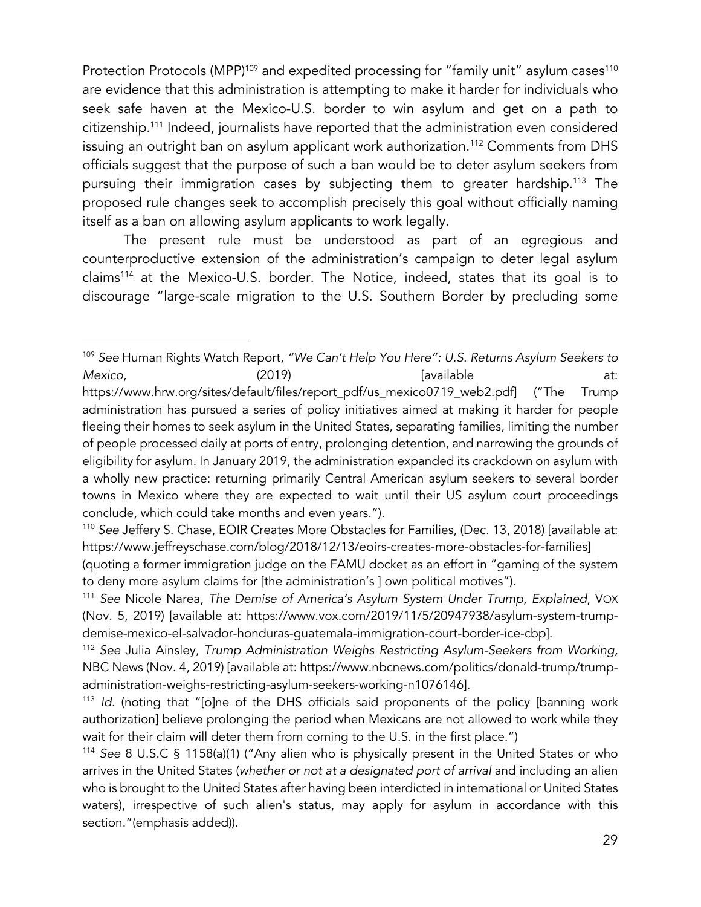Protection Protocols (MPP)[109] and expedited processing for "family unit" asylum cases[110] are evidence that this administration is attempting to make it harder for individuals who seek safe haven at the Mexico-U.S. border to win asylum and get on a path to citizenship.[111] Indeed, journalists have reported that the administration even considered issuing an outright ban on asylum applicant work authorization.[112] Comments from DHS officials suggest that the purpose of such a ban would be to deter asylum seekers from pursuing their immigration cases by subjecting them to greater hardship.[113] The proposed rule changes seek to accomplish precisely this goal without officially naming itself as a ban on allowing asylum applicants to work legally.

The present rule must be understood as part of an egregious and counterproductive extension of the administration's campaign to deter legal asylum claims[114] at the Mexico-U.S. border. The Notice, indeed, states that its goal is to discourage "large-scale migration to the U.S. Southern Border by precluding some

---

[109] *See* Human Rights Watch Report, *"We Can't Help You Here": U.S. Returns Asylum Seekers to Mexico*, (2019) [available at: https://www.hrw.org/sites/default/files/report_pdf/us_mexico0719_web2.pdf] ("The Trump administration has pursued a series of policy initiatives aimed at making it harder for people fleeing their homes to seek asylum in the United States, separating families, limiting the number of people processed daily at ports of entry, prolonging detention, and narrowing the grounds of eligibility for asylum. In January 2019, the administration expanded its crackdown on asylum with a wholly new practice: returning primarily Central American asylum seekers to several border towns in Mexico where they are expected to wait until their US asylum court proceedings conclude, which could take months and even years.").

[110] *See* Jeffery S. Chase, EOIR Creates More Obstacles for Families, (Dec. 13, 2018) [available at: https://www.jeffreyschase.com/blog/2018/12/13/eoirs-creates-more-obstacles-for-families] (quoting a former immigration judge on the FAMU docket as an effort in "gaming of the system to deny more asylum claims for [the administration's ] own political motives").

[111] *See* Nicole Narea, *The Demise of America's Asylum System Under Trump*, *Explained*, VOX (Nov. 5, 2019) [available at: https://www.vox.com/2019/11/5/20947938/asylum-system-trump-demise-mexico-el-salvador-honduras-guatemala-immigration-court-border-ice-cbp].

[112] *See* Julia Ainsley, *Trump Administration Weighs Restricting Asylum-Seekers from Working,* NBC News (Nov. 4, 2019) [available at: https://www.nbcnews.com/politics/donald-trump/trump-administration-weighs-restricting-asylum-seekers-working-n1076146].

[113] *Id.* (noting that "[o]ne of the DHS officials said proponents of the policy [banning work authorization] believe prolonging the period when Mexicans are not allowed to work while they wait for their claim will deter them from coming to the U.S. in the first place.")

[114] *See* 8 U.S.C § 1158(a)(1) ("Any alien who is physically present in the United States or who arrives in the United States (*whether or not at a designated port of arrival* and including an alien who is brought to the United States after having been interdicted in international or United States waters), irrespective of such alien's status, may apply for asylum in accordance with this section."(emphasis added)).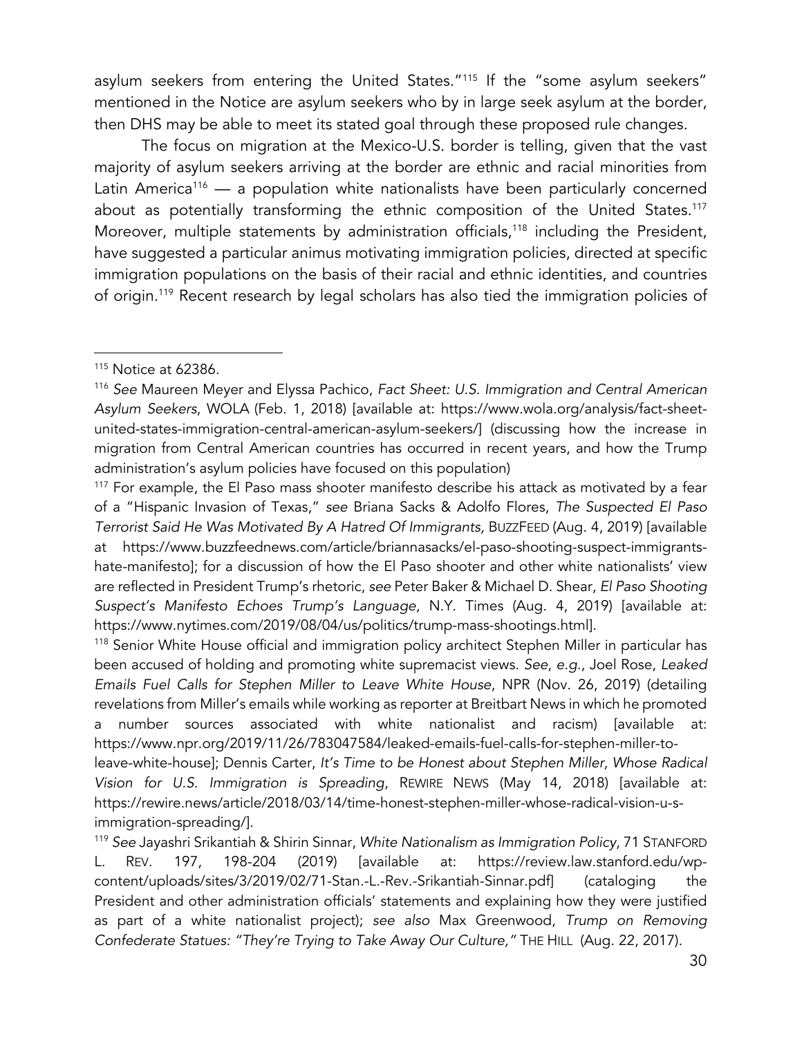asylum seekers from entering the United States."[115] If the "some asylum seekers" mentioned in the Notice are asylum seekers who by in large seek asylum at the border, then DHS may be able to meet its stated goal through these proposed rule changes.

The focus on migration at the Mexico-U.S. border is telling, given that the vast majority of asylum seekers arriving at the border are ethnic and racial minorities from Latin America[116] — a population white nationalists have been particularly concerned about as potentially transforming the ethnic composition of the United States.[117] Moreover, multiple statements by administration officials,[118] including the President, have suggested a particular animus motivating immigration policies, directed at specific immigration populations on the basis of their racial and ethnic identities, and countries of origin.[119] Recent research by legal scholars has also tied the immigration policies of

---

[115] Notice at 62386.

[116] *See* Maureen Meyer and Elyssa Pachico, *Fact Sheet: U.S. Immigration and Central American Asylum Seekers*, WOLA (Feb. 1, 2018) [available at: https://www.wola.org/analysis/fact-sheet-united-states-immigration-central-american-asylum-seekers/] (discussing how the increase in migration from Central American countries has occurred in recent years, and how the Trump administration's asylum policies have focused on this population)

[117] For example, the El Paso mass shooter manifesto describe his attack as motivated by a fear of a "Hispanic Invasion of Texas," *see* Briana Sacks & Adolfo Flores, *The Suspected El Paso Terrorist Said He Was Motivated By A Hatred Of Immigrants*, BUZZFEED (Aug. 4, 2019) [available at https://www.buzzfeednews.com/article/briannasacks/el-paso-shooting-suspect-immigrants-hate-manifesto]; for a discussion of how the El Paso shooter and other white nationalists' view are reflected in President Trump's rhetoric, *see* Peter Baker & Michael D. Shear, *El Paso Shooting Suspect's Manifesto Echoes Trump's Language*, N.Y. Times (Aug. 4, 2019) [available at: https://www.nytimes.com/2019/08/04/us/politics/trump-mass-shootings.html].

[118] Senior White House official and immigration policy architect Stephen Miller in particular has been accused of holding and promoting white supremacist views. *See*, *e.g.*, Joel Rose, *Leaked Emails Fuel Calls for Stephen Miller to Leave White House*, NPR (Nov. 26, 2019) (detailing revelations from Miller's emails while working as reporter at Breitbart News in which he promoted a number sources associated with white nationalist and racism) [available at: https://www.npr.org/2019/11/26/783047584/leaked-emails-fuel-calls-for-stephen-miller-to-leave-white-house]; Dennis Carter, *It's Time to be Honest about Stephen Miller, Whose Radical Vision for U.S. Immigration is Spreading*, REWIRE NEWS (May 14, 2018) [available at: https://rewire.news/article/2018/03/14/time-honest-stephen-miller-whose-radical-vision-u-s-immigration-spreading/].

[119] *See* Jayashri Srikantiah & Shirin Sinnar, *White Nationalism as Immigration Policy*, 71 STANFORD L. REV. 197, 198-204 (2019) [available at: https://review.law.stanford.edu/wp-content/uploads/sites/3/2019/02/71-Stan.-L.-Rev.-Srikantiah-Sinnar.pdf] (cataloging the President and other administration officials' statements and explaining how they were justified as part of a white nationalist project); *see also* Max Greenwood, *Trump on Removing Confederate Statues: "They're Trying to Take Away Our Culture,"* THE HILL (Aug. 22, 2017).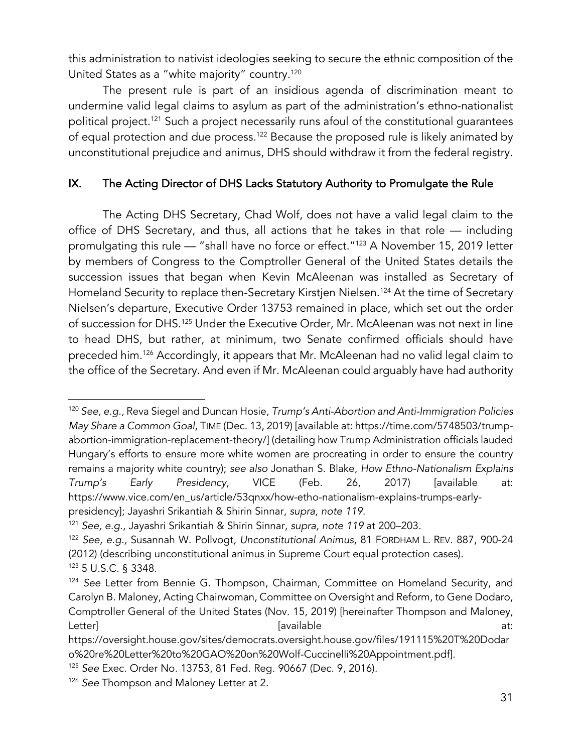this administration to nativist ideologies seeking to secure the ethnic composition of the United States as a "white majority" country.[120]

The present rule is part of an insidious agenda of discrimination meant to undermine valid legal claims to asylum as part of the administration's ethno-nationalist political project.[121] Such a project necessarily runs afoul of the constitutional guarantees of equal protection and due process.[122] Because the proposed rule is likely animated by unconstitutional prejudice and animus, DHS should withdraw it from the federal registry.

## IX. The Acting Director of DHS Lacks Statutory Authority to Promulgate the Rule

The Acting DHS Secretary, Chad Wolf, does not have a valid legal claim to the office of DHS Secretary, and thus, all actions that he takes in that role — including promulgating this rule — "shall have no force or effect."[123] A November 15, 2019 letter by members of Congress to the Comptroller General of the United States details the succession issues that began when Kevin McAleenan was installed as Secretary of Homeland Security to replace then-Secretary Kirstjen Nielsen.[124] At the time of Secretary Nielsen's departure, Executive Order 13753 remained in place, which set out the order of succession for DHS.[125] Under the Executive Order, Mr. McAleenan was not next in line to head DHS, but rather, at minimum, two Senate confirmed officials should have preceded him.[126] Accordingly, it appears that Mr. McAleenan had no valid legal claim to the office of the Secretary. And even if Mr. McAleenan could arguably have had authority

---

[120] *See, e.g.*, Reva Siegel and Duncan Hosie, *Trump's Anti-Abortion and Anti-Immigration Policies May Share a Common Goal*, TIME (Dec. 13, 2019) [available at: https://time.com/5748503/trump-abortion-immigration-replacement-theory/] (detailing how Trump Administration officials lauded Hungary's efforts to ensure more white women are procreating in order to ensure the country remains a majority white country); *see also* Jonathan S. Blake, *How Ethno-Nationalism Explains Trump's Early Presidency*, VICE (Feb. 26, 2017) [available at: https://www.vice.com/en_us/article/53qnxx/how-etho-nationalism-explains-trumps-early-presidency]; Jayashri Srikantiah & Shirin Sinnar, *supra, note 119*.

[121] *See, e.g.*, Jayashri Srikantiah & Shirin Sinnar, *supra, note 119* at 200–203.

[122] *See, e.g.*, Susannah W. Pollvogt, *Unconstitutional Animus*, 81 FORDHAM L. REV. 887, 900-24 (2012) (describing unconstitutional animus in Supreme Court equal protection cases).

[123] 5 U.S.C. § 3348.

[124] *See* Letter from Bennie G. Thompson, Chairman, Committee on Homeland Security, and Carolyn B. Maloney, Acting Chairwoman, Committee on Oversight and Reform, to Gene Dodaro, Comptroller General of the United States (Nov. 15, 2019) [hereinafter Thompson and Maloney, Letter] [available at: https://oversight.house.gov/sites/democrats.oversight.house.gov/files/191115%20T%20Dodaro%20re%20Letter%20to%20GAO%20on%20Wolf-Cuccinelli%20Appointment.pdf].

[125] *See* Exec. Order No. 13753, 81 Fed. Reg. 90667 (Dec. 9, 2016).

[126] *See* Thompson and Maloney Letter at 2.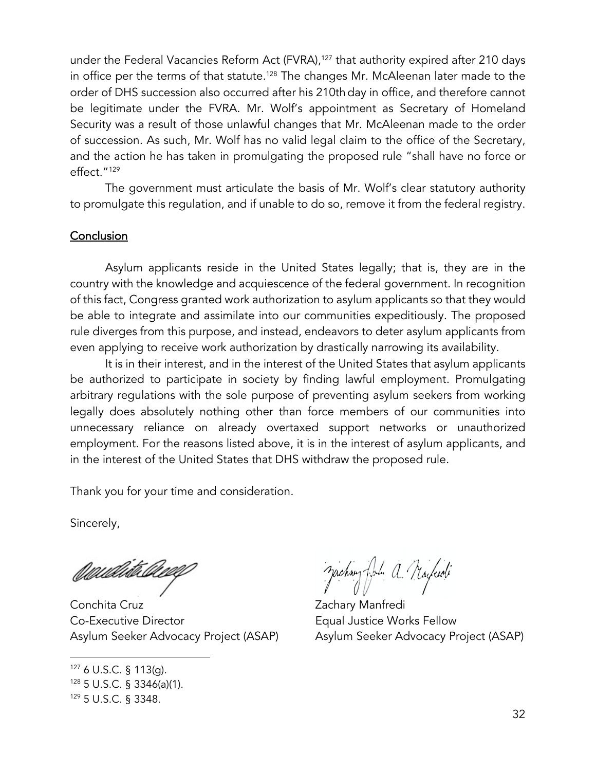under the Federal Vacancies Reform Act (FVRA),[127] that authority expired after 210 days in office per the terms of that statute.[128] The changes Mr. McAleenan later made to the order of DHS succession also occurred after his 210th day in office, and therefore cannot be legitimate under the FVRA. Mr. Wolf's appointment as Secretary of Homeland Security was a result of those unlawful changes that Mr. McAleenan made to the order of succession. As such, Mr. Wolf has no valid legal claim to the office of the Secretary, and the action he has taken in promulgating the proposed rule "shall have no force or effect."[129]

The government must articulate the basis of Mr. Wolf's clear statutory authority to promulgate this regulation, and if unable to do so, remove it from the federal registry.

## Conclusion

Asylum applicants reside in the United States legally; that is, they are in the country with the knowledge and acquiescence of the federal government. In recognition of this fact, Congress granted work authorization to asylum applicants so that they would be able to integrate and assimilate into our communities expeditiously. The proposed rule diverges from this purpose, and instead, endeavors to deter asylum applicants from even applying to receive work authorization by drastically narrowing its availability.

It is in their interest, and in the interest of the United States that asylum applicants be authorized to participate in society by finding lawful employment. Promulgating arbitrary regulations with the sole purpose of preventing asylum seekers from working legally does absolutely nothing other than force members of our communities into unnecessary reliance on already overtaxed support networks or unauthorized employment. For the reasons listed above, it is in the interest of asylum applicants, and in the interest of the United States that DHS withdraw the proposed rule.

Thank you for your time and consideration.

Sincerely,

Conchita Cruz
Co-Executive Director
Asylum Seeker Advocacy Project (ASAP)

Zachary Manfredi
Equal Justice Works Fellow
Asylum Seeker Advocacy Project (ASAP)

---

[127] 6 U.S.C. § 113(g).

[128] 5 U.S.C. § 3346(a)(1).

[129] 5 U.S.C. § 3348.